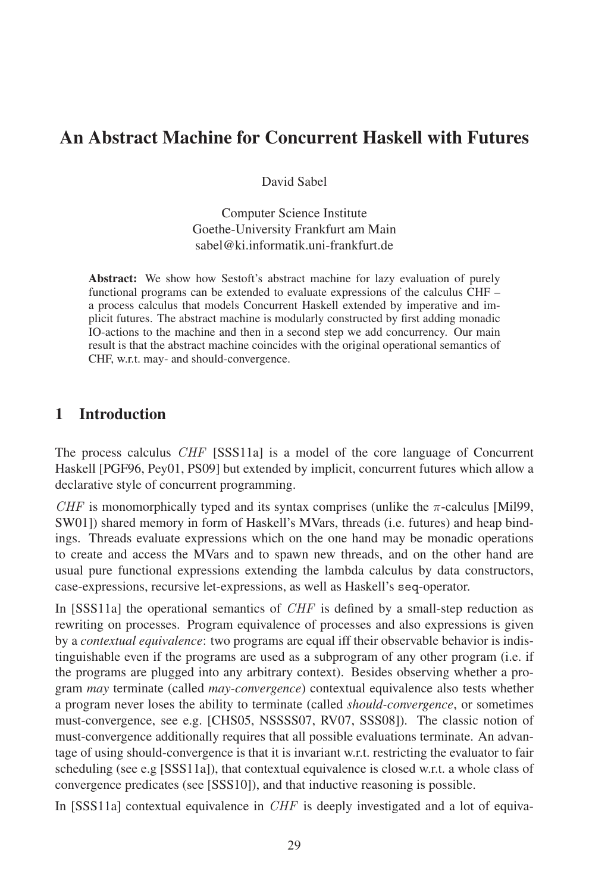# An Abstract Machine for Concurrent Haskell with Futures

David Sabel

Computer Science Institute
Goethe-University Frankfurt am Main
sabel@ki.informatik.uni-frankfurt.de

**Abstract:** We show how Sestoft's abstract machine for lazy evaluation of purely functional programs can be extended to evaluate expressions of the calculus CHF – a process calculus that models Concurrent Haskell extended by imperative and implicit futures. The abstract machine is modularly constructed by first adding monadic IO-actions to the machine and then in a second step we add concurrency. Our main result is that the abstract machine coincides with the original operational semantics of CHF, w.r.t. may- and should-convergence.

## 1 Introduction

The process calculus *CHF* [SSS11a] is a model of the core language of Concurrent Haskell [PGF96, Pey01, PS09] but extended by implicit, concurrent futures which allow a declarative style of concurrent programming.

*CHF* is monomorphically typed and its syntax comprises (unlike the $\pi$-calculus [Mil99, SW01]) shared memory in form of Haskell's MVars, threads (i.e. futures) and heap bindings. Threads evaluate expressions which on the one hand may be monadic operations to create and access the MVars and to spawn new threads, and on the other hand are usual pure functional expressions extending the lambda calculus by data constructors, case-expressions, recursive let-expressions, as well as Haskell's `seq`-operator.

In [SSS11a] the operational semantics of *CHF* is defined by a small-step reduction as rewriting on processes. Program equivalence of processes and also expressions is given by a *contextual equivalence*: two programs are equal iff their observable behavior is indistinguishable even if the programs are used as a subprogram of any other program (i.e. if the programs are plugged into any arbitrary context). Besides observing whether a program *may* terminate (called *may-convergence*) contextual equivalence also tests whether a program never loses the ability to terminate (called *should-convergence*, or sometimes must-convergence, see e.g. [CHS05, NSSSS07, RV07, SSS08]). The classic notion of must-convergence additionally requires that all possible evaluations terminate. An advantage of using should-convergence is that it is invariant w.r.t. restricting the evaluator to fair scheduling (see e.g [SSS11a]), that contextual equivalence is closed w.r.t. a whole class of convergence predicates (see [SSS10]), and that inductive reasoning is possible.

In [SSS11a] contextual equivalence in *CHF* is deeply investigated and a lot of equiva-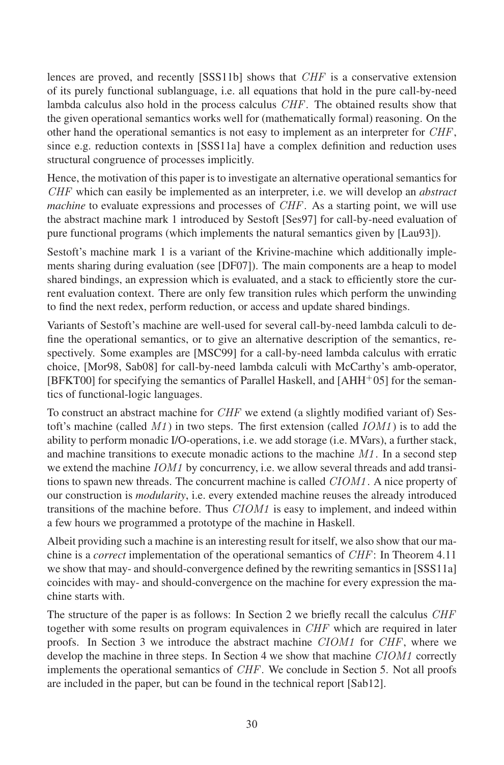lences are proved, and recently [SSS11b] shows that *CHF* is a conservative extension of its purely functional sublanguage, i.e. all equations that hold in the pure call-by-need lambda calculus also hold in the process calculus *CHF*. The obtained results show that the given operational semantics works well for (mathematically formal) reasoning. On the other hand the operational semantics is not easy to implement as an interpreter for *CHF*, since e.g. reduction contexts in [SSS11a] have a complex definition and reduction uses structural congruence of processes implicitly.

Hence, the motivation of this paper is to investigate an alternative operational semantics for *CHF* which can easily be implemented as an interpreter, i.e. we will develop an *abstract machine* to evaluate expressions and processes of *CHF*. As a starting point, we will use the abstract machine mark 1 introduced by Sestoft [Ses97] for call-by-need evaluation of pure functional programs (which implements the natural semantics given by [Lau93]).

Sestoft's machine mark 1 is a variant of the Krivine-machine which additionally implements sharing during evaluation (see [DF07]). The main components are a heap to model shared bindings, an expression which is evaluated, and a stack to efficiently store the current evaluation context. There are only few transition rules which perform the unwinding to find the next redex, perform reduction, or access and update shared bindings.

Variants of Sestoft's machine are well-used for several call-by-need lambda calculi to define the operational semantics, or to give an alternative description of the semantics, respectively. Some examples are [MSC99] for a call-by-need lambda calculus with erratic choice, [Mor98, Sab08] for call-by-need lambda calculi with McCarthy's amb-operator, [BFKT00] for specifying the semantics of Parallel Haskell, and [AHH[+]05] for the semantics of functional-logic languages.

To construct an abstract machine for *CHF* we extend (a slightly modified variant of) Sestoft's machine (called *M1*) in two steps. The first extension (called *IOM1*) is to add the ability to perform monadic I/O-operations, i.e. we add storage (i.e. MVars), a further stack, and machine transitions to execute monadic actions to the machine *M1*. In a second step we extend the machine *IOM1* by concurrency, i.e. we allow several threads and add transitions to spawn new threads. The concurrent machine is called *CIOM1*. A nice property of our construction is *modularity*, i.e. every extended machine reuses the already introduced transitions of the machine before. Thus *CIOM1* is easy to implement, and indeed within a few hours we programmed a prototype of the machine in Haskell.

Albeit providing such a machine is an interesting result for itself, we also show that our machine is a *correct* implementation of the operational semantics of *CHF*: In Theorem 4.11 we show that may- and should-convergence defined by the rewriting semantics in [SSS11a] coincides with may- and should-convergence on the machine for every expression the machine starts with.

The structure of the paper is as follows: In Section 2 we briefly recall the calculus *CHF* together with some results on program equivalences in *CHF* which are required in later proofs. In Section 3 we introduce the abstract machine *CIOM1* for *CHF*, where we develop the machine in three steps. In Section 4 we show that machine *CIOM1* correctly implements the operational semantics of *CHF*. We conclude in Section 5. Not all proofs are included in the paper, but can be found in the technical report [Sab12].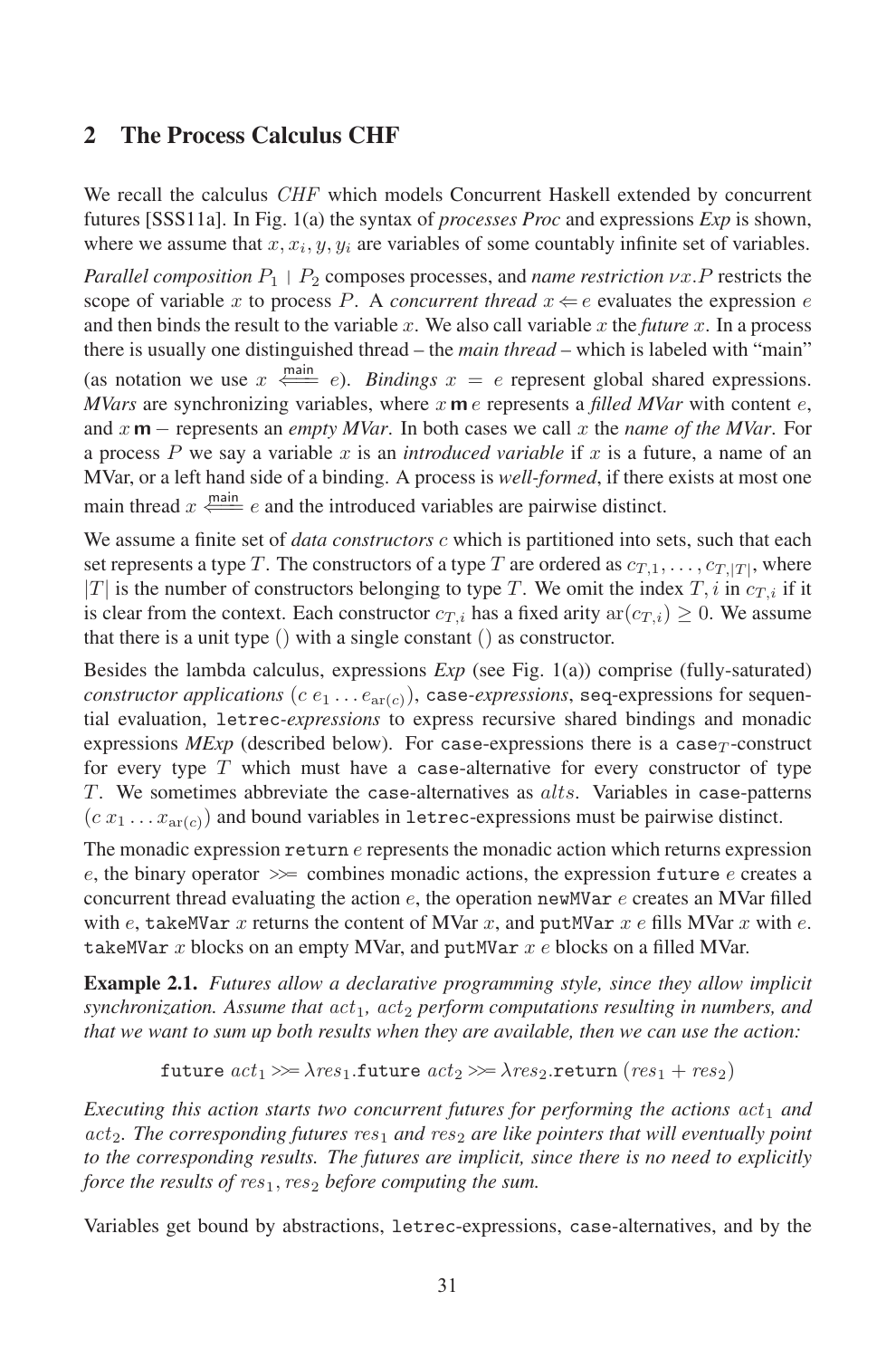## 2 The Process Calculus CHF

We recall the calculus *CHF* which models Concurrent Haskell extended by concurrent futures [SSS11a]. In Fig. 1(a) the syntax of *processes Proc* and expressions *Exp* is shown, where we assume that $x, x_i, y, y_i$ are variables of some countably infinite set of variables.

*Parallel composition* $P_1 \mid P_2$ composes processes, and *name restriction* $\nu x.P$ restricts the scope of variable $x$ to process $P$. A *concurrent thread* $x \Leftarrow e$ evaluates the expression $e$ and then binds the result to the variable $x$. We also call variable $x$ the *future* $x$. In a process there is usually one distinguished thread – the *main thread* – which is labeled with "main" (as notation we use $x \overset{\text{main}}{\Longleftarrow} e$). *Bindings* $x = e$ represent global shared expressions. *MVars* are synchronizing variables, where $x\,\mathbf{m}\,e$ represents a *filled MVar* with content $e$, and $x\,\mathbf{m}\,-$ represents an *empty MVar*. In both cases we call $x$ the *name of the MVar*. For a process $P$ we say a variable $x$ is an *introduced variable* if $x$ is a future, a name of an MVar, or a left hand side of a binding. A process is *well-formed*, if there exists at most one main thread $x \overset{\text{main}}{\Longleftarrow} e$ and the introduced variables are pairwise distinct.

We assume a finite set of *data constructors* $c$ which is partitioned into sets, such that each set represents a type $T$. The constructors of a type $T$ are ordered as $c_{T,1}, \ldots, c_{T,|T|}$, where $|T|$ is the number of constructors belonging to type $T$. We omit the index $T, i$ in $c_{T,i}$ if it is clear from the context. Each constructor $c_{T,i}$ has a fixed arity $\mathrm{ar}(c_{T,i}) \geq 0$. We assume that there is a unit type $()$ with a single constant $()$ as constructor.

Besides the lambda calculus, expressions *Exp* (see Fig. 1(a)) comprise (fully-saturated) *constructor applications* $(c\ e_1 \ldots e_{\mathrm{ar}(c)})$, `case`-*expressions*, `seq`-expressions for sequential evaluation, `letrec`-*expressions* to express recursive shared bindings and monadic expressions *MExp* (described below). For `case`-expressions there is a $\texttt{case}_T$-construct for every type $T$ which must have a `case`-alternative for every constructor of type $T$. We sometimes abbreviate the `case`-alternatives as $alts$. Variables in `case`-patterns $(c\ x_1 \ldots x_{\mathrm{ar}(c)})$ and bound variables in `letrec`-expressions must be pairwise distinct.

The monadic expression `return` $e$ represents the monadic action which returns expression $e$, the binary operator $\gg\!=$ combines monadic actions, the expression `future` $e$ creates a concurrent thread evaluating the action $e$, the operation `newMVar` $e$ creates an MVar filled with $e$, `takeMVar` $x$ returns the content of MVar $x$, and `putMVar` $x\ e$ fills MVar $x$ with $e$. `takeMVar` $x$ blocks on an empty MVar, and `putMVar` $x\ e$ blocks on a filled MVar.

**Example 2.1.** *Futures allow a declarative programming style, since they allow implicit synchronization. Assume that $act_1$, $act_2$ perform computations resulting in numbers, and that we want to sum up both results when they are available, then we can use the action:*

$$\texttt{future}\ act_1 \gg\!= \lambda res_1.\texttt{future}\ act_2 \gg\!= \lambda res_2.\texttt{return}\ (res_1 + res_2)$$

*Executing this action starts two concurrent futures for performing the actions $act_1$ and $act_2$. The corresponding futures $res_1$ and $res_2$ are like pointers that will eventually point to the corresponding results. The futures are implicit, since there is no need to explicitly force the results of $res_1, res_2$ before computing the sum.*

Variables get bound by abstractions, `letrec`-expressions, `case`-alternatives, and by the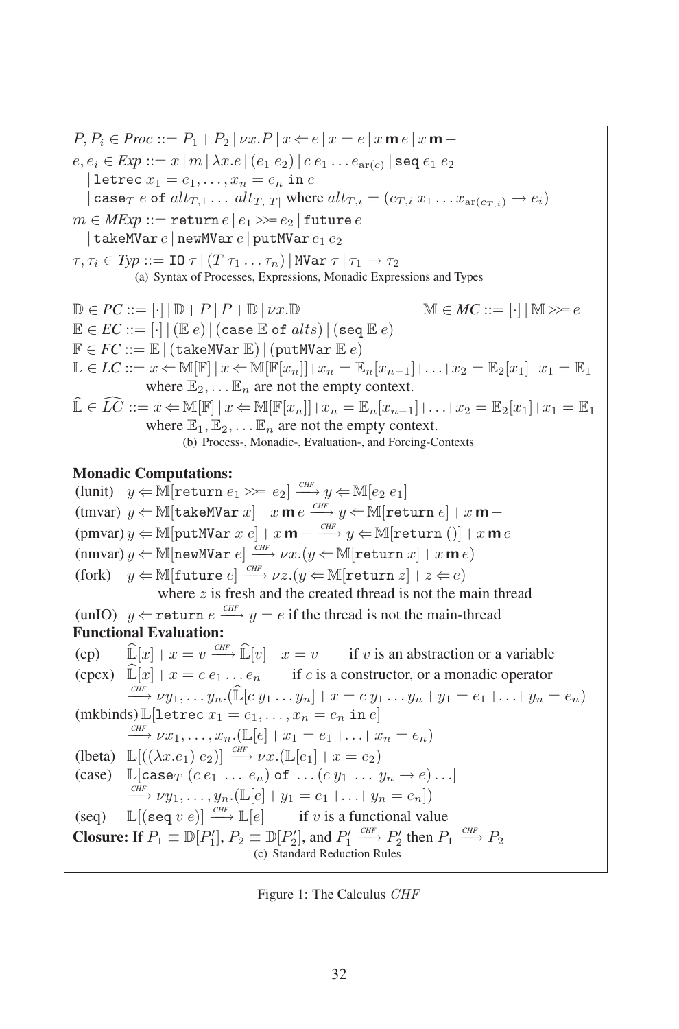$P, P_i \in \mathit{Proc} ::= P_1 \mid P_2 \,|\, \nu x.P \,|\, x \Leftarrow e \,|\, x = e \,|\, x \,\mathbf{m}\, e \,|\, x \,\mathbf{m} -$

$e, e_i \in \mathit{Exp} ::= x \,|\, m \,|\, \lambda x.e \,|\, (e_1\ e_2) \,|\, c\ e_1 \ldots e_{\mathrm{ar}(c)} \,|\, \mathtt{seq}\ e_1\ e_2$
$\quad |\ \mathtt{letrec}\ x_1 = e_1, \ldots, x_n = e_n\ \mathtt{in}\ e$
$\quad |\ \mathtt{case}_T\ e\ \mathtt{of}\ alt_{T,1} \ldots\ alt_{T,|T|}$ where $alt_{T,i} = (c_{T,i}\ x_1 \ldots x_{\mathrm{ar}(c_{T,i})} \to e_i)$

$m \in \mathit{MExp} ::= \mathtt{return}\, e \,|\, e_1 \gg\!= e_2 \,|\, \mathtt{future}\, e$
$\quad |\ \mathtt{takeMVar}\, e \,|\, \mathtt{newMVar}\, e \,|\, \mathtt{putMVar}\, e_1\, e_2$

$\tau, \tau_i \in \mathit{Typ} ::= \mathtt{IO}\ \tau \,|\, (T\ \tau_1 \ldots \tau_n) \,|\, \mathtt{MVar}\ \tau \,|\, \tau_1 \to \tau_2$

(a) Syntax of Processes, Expressions, Monadic Expressions and Types

$\mathbb{D} \in \mathit{PC} ::= [\cdot] \,|\, \mathbb{D} \mid P \,|\, P \mid \mathbb{D} \,|\, \nu x.\mathbb{D}$ $\qquad\qquad \mathbb{M} \in \mathit{MC} ::= [\cdot] \,|\, \mathbb{M} \gg\!= e$

$\mathbb{E} \in \mathit{EC} ::= [\cdot] \,|\, (\mathbb{E}\ e) \,|\, (\mathtt{case}\ \mathbb{E}\ \mathtt{of}\ alts) \,|\, (\mathtt{seq}\ \mathbb{E}\ e)$

$\mathbb{F} \in \mathit{FC} ::= \mathbb{E} \,|\, (\mathtt{takeMVar}\ \mathbb{E}) \,|\, (\mathtt{putMVar}\ \mathbb{E}\ e)$

$\mathbb{L} \in \mathit{LC} ::= x \Leftarrow \mathbb{M}[\mathbb{F}] \,|\, x \Leftarrow \mathbb{M}[\mathbb{F}[x_n]] \mid x_n = \mathbb{E}_n[x_{n-1}] \mid \ldots \mid x_2 = \mathbb{E}_2[x_1] \mid x_1 = \mathbb{E}_1$
where $\mathbb{E}_2, \ldots \mathbb{E}_n$ are not the empty context.

$\widehat{\mathbb{L}} \in \widehat{LC} ::= x \Leftarrow \mathbb{M}[\mathbb{F}] \,|\, x \Leftarrow \mathbb{M}[\mathbb{F}[x_n]] \mid x_n = \mathbb{E}_n[x_{n-1}] \mid \ldots \mid x_2 = \mathbb{E}_2[x_1] \mid x_1 = \mathbb{E}_1$
where $\mathbb{E}_1, \mathbb{E}_2, \ldots \mathbb{E}_n$ are not the empty context.

(b) Process-, Monadic-, Evaluation-, and Forcing-Contexts

**Monadic Computations:**

(lunit) $y \Leftarrow \mathbb{M}[\mathtt{return}\ e_1 \gg\!= e_2] \xrightarrow{CHF} y \Leftarrow \mathbb{M}[e_2\ e_1]$

(tmvar) $y \Leftarrow \mathbb{M}[\mathtt{takeMVar}\ x] \mid x \,\mathbf{m}\, e \xrightarrow{CHF} y \Leftarrow \mathbb{M}[\mathtt{return}\ e] \mid x \,\mathbf{m} -$

(pmvar) $y \Leftarrow \mathbb{M}[\mathtt{putMVar}\ x\ e] \mid x \,\mathbf{m} - \xrightarrow{CHF} y \Leftarrow \mathbb{M}[\mathtt{return}\ ()] \mid x \,\mathbf{m}\, e$

(nmvar) $y \Leftarrow \mathbb{M}[\mathtt{newMVar}\ e] \xrightarrow{CHF} \nu x.(y \Leftarrow \mathbb{M}[\mathtt{return}\ x] \mid x \,\mathbf{m}\, e)$

(fork) $y \Leftarrow \mathbb{M}[\mathtt{future}\ e] \xrightarrow{CHF} \nu z.(y \Leftarrow \mathbb{M}[\mathtt{return}\ z] \mid z \Leftarrow e)$
where $z$ is fresh and the created thread is not the main thread

(unIO) $y \Leftarrow \mathtt{return}\ e \xrightarrow{CHF} y = e$ if the thread is not the main-thread

**Functional Evaluation:**

(cp) $\widehat{\mathbb{L}}[x] \mid x = v \xrightarrow{CHF} \widehat{\mathbb{L}}[v] \mid x = v$ $\quad$ if $v$ is an abstraction or a variable

(cpcx) $\widehat{\mathbb{L}}[x] \mid x = c\ e_1 \ldots e_n$ $\quad$ if $c$ is a constructor, or a monadic operator
$\xrightarrow{CHF} \nu y_1, \ldots y_n.(\widehat{\mathbb{L}}[c\ y_1 \ldots y_n] \mid x = c\ y_1 \ldots y_n \mid y_1 = e_1 \mid \ldots \mid y_n = e_n)$

(mkbinds) $\mathbb{L}[\mathtt{letrec}\ x_1 = e_1, \ldots, x_n = e_n\ \mathtt{in}\ e]$
$\xrightarrow{CHF} \nu x_1, \ldots, x_n.(\mathbb{L}[e] \mid x_1 = e_1 \mid \ldots \mid x_n = e_n)$

(lbeta) $\mathbb{L}[((\lambda x.e_1)\ e_2)] \xrightarrow{CHF} \nu x.(\mathbb{L}[e_1] \mid x = e_2)$

(case) $\mathbb{L}[\mathtt{case}_T\ (c\ e_1\ \ldots\ e_n)\ \mathtt{of}\ \ldots (c\ y_1\ \ldots\ y_n \to e) \ldots]$
$\xrightarrow{CHF} \nu y_1, \ldots, y_n.(\mathbb{L}[e] \mid y_1 = e_1 \mid \ldots \mid y_n = e_n])$

(seq) $\mathbb{L}[(\mathtt{seq}\ v\ e)] \xrightarrow{CHF} \mathbb{L}[e]$ $\quad$ if $v$ is a functional value

**Closure:** If $P_1 \equiv \mathbb{D}[P_1']$, $P_2 \equiv \mathbb{D}[P_2']$, and $P_1' \xrightarrow{CHF} P_2'$ then $P_1 \xrightarrow{CHF} P_2$

(c) Standard Reduction Rules

Figure 1: The Calculus $CHF$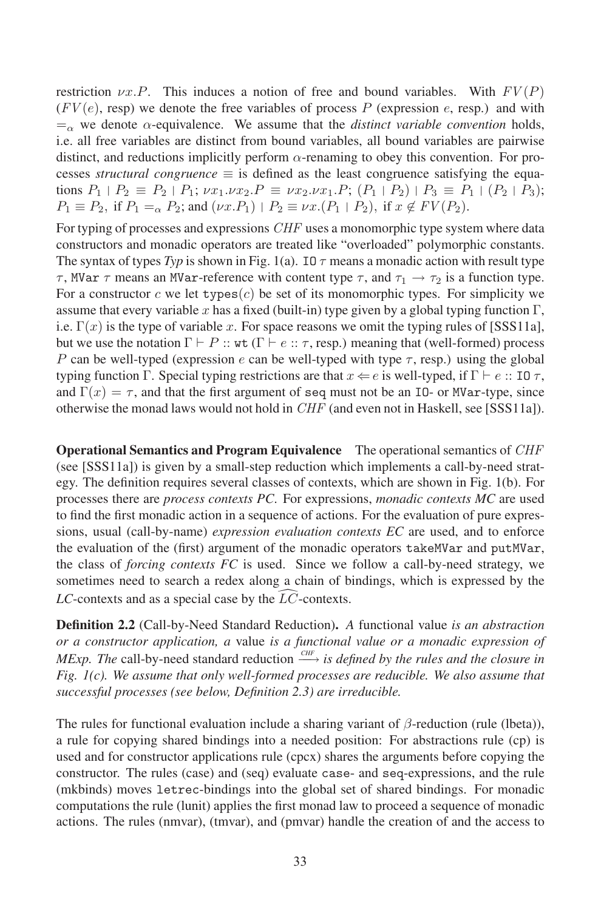restriction $\nu x.P$. This induces a notion of free and bound variables. With $FV(P)$ ($FV(e)$, resp) we denote the free variables of process $P$ (expression $e$, resp.) and with $=_\alpha$ we denote $\alpha$-equivalence. We assume that the *distinct variable convention* holds, i.e. all free variables are distinct from bound variables, all bound variables are pairwise distinct, and reductions implicitly perform $\alpha$-renaming to obey this convention. For processes *structural congruence* $\equiv$ is defined as the least congruence satisfying the equations $P_1 \mid P_2 \equiv P_2 \mid P_1$; $\nu x_1.\nu x_2.P \equiv \nu x_2.\nu x_1.P$; $(P_1 \mid P_2) \mid P_3 \equiv P_1 \mid (P_2 \mid P_3)$; $P_1 \equiv P_2$, if $P_1 =_\alpha P_2$; and $(\nu x.P_1) \mid P_2 \equiv \nu x.(P_1 \mid P_2)$, if $x \notin FV(P_2)$.

For typing of processes and expressions *CHF* uses a monomorphic type system where data constructors and monadic operators are treated like "overloaded" polymorphic constants. The syntax of types *Typ* is shown in Fig. 1(a). `IO` $\tau$ means a monadic action with result type $\tau$, `MVar` $\tau$ means an `MVar`-reference with content type $\tau$, and $\tau_1 \rightarrow \tau_2$ is a function type. For a constructor $c$ we let $\texttt{types}(c)$ be set of its monomorphic types. For simplicity we assume that every variable $x$ has a fixed (built-in) type given by a global typing function $\Gamma$, i.e. $\Gamma(x)$ is the type of variable $x$. For space reasons we omit the typing rules of [SSS11a], but we use the notation $\Gamma \vdash P :: \texttt{wt}$ ($\Gamma \vdash e :: \tau$, resp.) meaning that (well-formed) process $P$ can be well-typed (expression $e$ can be well-typed with type $\tau$, resp.) using the global typing function $\Gamma$. Special typing restrictions are that $x \Leftarrow e$ is well-typed, if $\Gamma \vdash e :: \texttt{IO}\ \tau$, and $\Gamma(x) = \tau$, and that the first argument of `seq` must not be an `IO`- or `MVar`-type, since otherwise the monad laws would not hold in *CHF* (and even not in Haskell, see [SSS11a]).

**Operational Semantics and Program Equivalence** The operational semantics of *CHF* (see [SSS11a]) is given by a small-step reduction which implements a call-by-need strategy. The definition requires several classes of contexts, which are shown in Fig. 1(b). For processes there are *process contexts PC*. For expressions, *monadic contexts MC* are used to find the first monadic action in a sequence of actions. For the evaluation of pure expressions, usual (call-by-name) *expression evaluation contexts EC* are used, and to enforce the evaluation of the (first) argument of the monadic operators `takeMVar` and `putMVar`, the class of *forcing contexts FC* is used. Since we follow a call-by-need strategy, we sometimes need to search a redex along a chain of bindings, which is expressed by the *LC*-contexts and as a special case by the $\widehat{LC}$-contexts.

**Definition 2.2** (Call-by-Need Standard Reduction)**.** *A* functional value *is an abstraction or a constructor application, a* value *is a functional value or a monadic expression of MExp. The* call-by-need standard reduction $\xrightarrow{CHF}$ *is defined by the rules and the closure in Fig. 1(c). We assume that only well-formed processes are reducible. We also assume that successful processes (see below, Definition 2.3) are irreducible.*

The rules for functional evaluation include a sharing variant of $\beta$-reduction (rule (lbeta)), a rule for copying shared bindings into a needed position: For abstractions rule (cp) is used and for constructor applications rule (cpcx) shares the arguments before copying the constructor. The rules (case) and (seq) evaluate `case`- and `seq`-expressions, and the rule (mkbinds) moves `letrec`-bindings into the global set of shared bindings. For monadic computations the rule (lunit) applies the first monad law to proceed a sequence of monadic actions. The rules (nmvar), (tmvar), and (pmvar) handle the creation of and the access to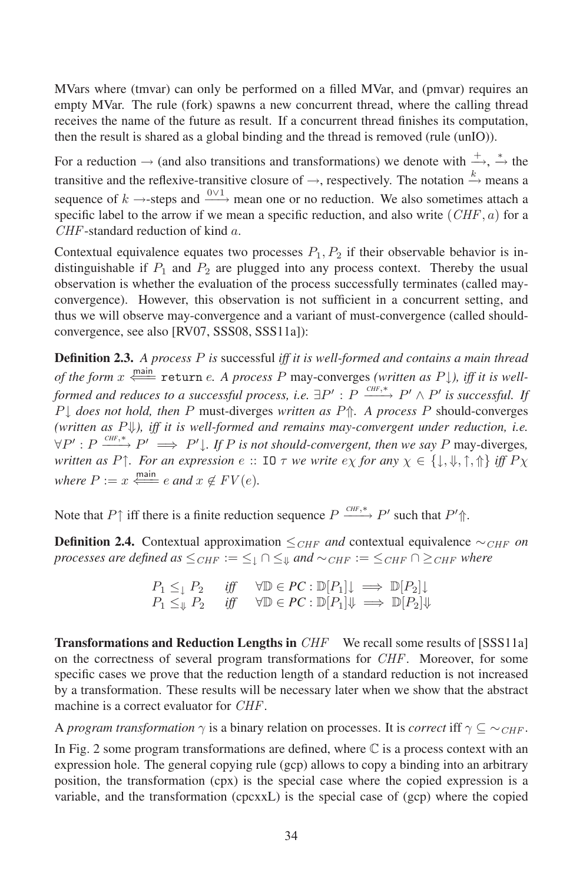MVars where (tmvar) can only be performed on a filled MVar, and (pmvar) requires an empty MVar. The rule (fork) spawns a new concurrent thread, where the calling thread receives the name of the future as result. If a concurrent thread finishes its computation, then the result is shared as a global binding and the thread is removed (rule (unIO)).

For a reduction $\rightarrow$ (and also transitions and transformations) we denote with $\xrightarrow{+}$, $\xrightarrow{*}$ the transitive and the reflexive-transitive closure of $\rightarrow$, respectively. The notation $\xrightarrow{k}$ means a sequence of $k$ $\rightarrow$-steps and $\xrightarrow{0\vee 1}$ mean one or no reduction. We also sometimes attach a specific label to the arrow if we mean a specific reduction, and also write $(\mathit{CHF}, a)$ for a $\mathit{CHF}$-standard reduction of kind $a$.

Contextual equivalence equates two processes $P_1, P_2$ if their observable behavior is indistinguishable if $P_1$ and $P_2$ are plugged into any process context. Thereby the usual observation is whether the evaluation of the process successfully terminates (called may-convergence). However, this observation is not sufficient in a concurrent setting, and thus we will observe may-convergence and a variant of must-convergence (called should-convergence, see also [RV07, SSS08, SSS11a]):

**Definition 2.3.** *A process $P$ is* successful *iff it is well-formed and contains a main thread of the form $x \overset{\mathsf{main}}{\Longleftarrow}$ `return` $e$. A process $P$* may-converges *(written as $P\downarrow$), iff it is well-formed and reduces to a successful process, i.e. $\exists P' : P \xrightarrow{\mathit{CHF},*} P' \wedge P'$ is successful. If $P\downarrow$ does not hold, then $P$* must-diverges *written as $P\Uparrow$. A process $P$* should-converges *(written as $P\Downarrow$), iff it is well-formed and remains may-convergent under reduction, i.e. $\forall P' : P \xrightarrow{\mathit{CHF},*} P' \implies P'\downarrow$. If $P$ is not should-convergent, then we say $P$* may-diverges*, written as $P\uparrow$. For an expression $e$ :: `IO` $\tau$ we write $e\chi$ for any $\chi \in \{\downarrow, \Downarrow, \uparrow, \Uparrow\}$ iff $P\chi$ where $P := x \overset{\mathsf{main}}{\Longleftarrow} e$ and $x \notin FV(e)$.*

Note that $P\uparrow$ iff there is a finite reduction sequence $P \xrightarrow{\mathit{CHF},*} P'$ such that $P'\Uparrow$.

**Definition 2.4.** Contextual approximation $\leq_{\mathit{CHF}}$ *and* contextual equivalence $\sim_{\mathit{CHF}}$ *on processes are defined as $\leq_{\mathit{CHF}} := \leq_{\downarrow} \cap \leq_{\Downarrow}$ and $\sim_{\mathit{CHF}} := \leq_{\mathit{CHF}} \cap \geq_{\mathit{CHF}}$ where*

$$
\begin{array}{lll}
P_1 \leq_{\downarrow} P_2 & \textit{iff} & \forall \mathbb{D} \in \mathit{PC} : \mathbb{D}[P_1]\downarrow \implies \mathbb{D}[P_2]\downarrow \\
P_1 \leq_{\Downarrow} P_2 & \textit{iff} & \forall \mathbb{D} \in \mathit{PC} : \mathbb{D}[P_1]\Downarrow \implies \mathbb{D}[P_2]\Downarrow
\end{array}
$$

**Transformations and Reduction Lengths in $\mathit{CHF}$** We recall some results of [SSS11a] on the correctness of several program transformations for $\mathit{CHF}$. Moreover, for some specific cases we prove that the reduction length of a standard reduction is not increased by a transformation. These results will be necessary later when we show that the abstract machine is a correct evaluator for $\mathit{CHF}$.

A *program transformation* $\gamma$ is a binary relation on processes. It is *correct* iff $\gamma \subseteq \sim_{\mathit{CHF}}$.

In Fig. 2 some program transformations are defined, where $\mathbb{C}$ is a process context with an expression hole. The general copying rule (gcp) allows to copy a binding into an arbitrary position, the transformation (cpx) is the special case where the copied expression is a variable, and the transformation (cpcxxL) is the special case of (gcp) where the copied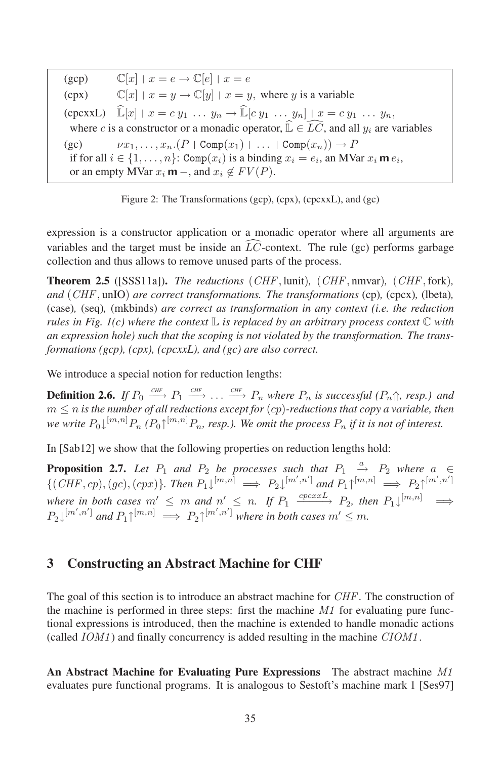(gcp) $\mathbb{C}[x] \mid x = e \to \mathbb{C}[e] \mid x = e$

(cpx) $\mathbb{C}[x] \mid x = y \to \mathbb{C}[y] \mid x = y$, where $y$ is a variable

(cpcxxL) $\widehat{\mathbb{L}}[x] \mid x = c\, y_1 \, \ldots \, y_n \to \widehat{\mathbb{L}}[c\, y_1 \, \ldots \, y_n] \mid x = c\, y_1 \, \ldots \, y_n$, where $c$ is a constructor or a monadic operator, $\widehat{\mathbb{L}} \in \widehat{LC}$, and all $y_i$ are variables

(gc) $\nu x_1, \ldots, x_n.(P \mid \mathtt{Comp}(x_1) \mid \ldots \mid \mathtt{Comp}(x_n)) \to P$ if for all $i \in \{1, \ldots, n\}$: $\mathtt{Comp}(x_i)$ is a binding $x_i = e_i$, an MVar $x_i\, \mathbf{m}\, e_i$, or an empty MVar $x_i\, \mathbf{m} -$, and $x_i \notin FV(P)$.

Figure 2: The Transformations (gcp), (cpx), (cpcxxL), and (gc)

expression is a constructor application or a monadic operator where all arguments are variables and the target must be inside an $\widehat{LC}$-context. The rule (gc) performs garbage collection and thus allows to remove unused parts of the process.

**Theorem 2.5** ([SSS11a])**.** *The reductions* $(CHF, \text{lunit})$*,* $(CHF, \text{nmvar})$*,* $(CHF, \text{fork})$*, and* $(CHF, \text{unIO})$ *are correct transformations. The transformations* (cp)*,* (cpcx)*,* (lbeta)*,* (case)*,* (seq)*,* (mkbinds) *are correct as transformation in any context (i.e. the reduction rules in Fig. 1(c) where the context* $\mathbb{L}$ *is replaced by an arbitrary process context* $\mathbb{C}$ *with an expression hole) such that the scoping is not violated by the transformation. The transformations (gcp), (cpx), (cpcxxL), and (gc) are also correct.*

We introduce a special notion for reduction lengths:

**Definition 2.6.** *If* $P_0 \xrightarrow{CHF} P_1 \xrightarrow{CHF} \ldots \xrightarrow{CHF} P_n$ *where* $P_n$ *is successful (*$P_n\Uparrow$*, resp.) and* $m \leq n$ *is the number of all reductions except for* $(cp)$*-reductions that copy a variable, then we write* $P_0{\downarrow}^{[m,n]}P_n$ *(*$P_0{\uparrow}^{[m,n]}P_n$*, resp.). We omit the process* $P_n$ *if it is not of interest.*

In [Sab12] we show that the following properties on reduction lengths hold:

**Proposition 2.7.** *Let* $P_1$ *and* $P_2$ *be processes such that* $P_1 \xrightarrow{a} P_2$ *where* $a \in \{(CHF, cp), (gc), (cpx)\}$*. Then* $P_1{\downarrow}^{[m,n]} \implies P_2{\downarrow}^{[m',n']}$ *and* $P_1{\uparrow}^{[m,n]} \implies P_2{\uparrow}^{[m',n']}$ *where in both cases* $m' \leq m$ *and* $n' \leq n$*. If* $P_1 \xrightarrow{cpcxxL} P_2$*, then* $P_1{\downarrow}^{[m,n]} \implies P_2{\downarrow}^{[m',n']}$ *and* $P_1{\uparrow}^{[m,n]} \implies P_2{\uparrow}^{[m',n']}$ *where in both cases* $m' \leq m$*.*

## 3 Constructing an Abstract Machine for CHF

The goal of this section is to introduce an abstract machine for $CHF$. The construction of the machine is performed in three steps: first the machine *M1* for evaluating pure functional expressions is introduced, then the machine is extended to handle monadic actions (called *IOM1*) and finally concurrency is added resulting in the machine *CIOM1*.

**An Abstract Machine for Evaluating Pure Expressions** The abstract machine *M1* evaluates pure functional programs. It is analogous to Sestoft's machine mark 1 [Ses97]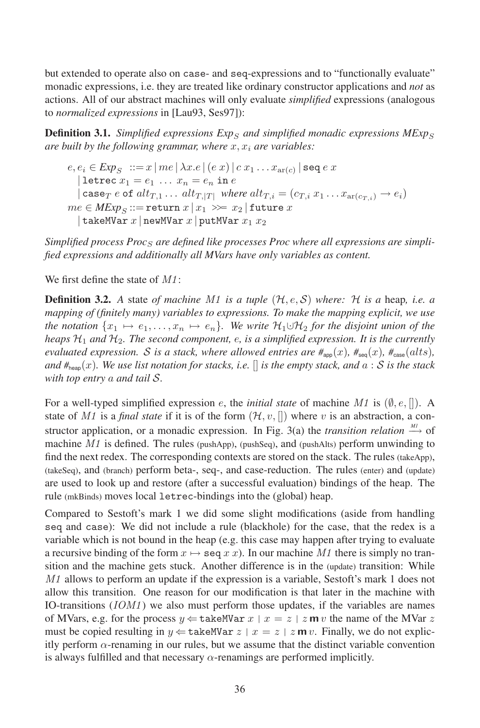but extended to operate also on case- and seq-expressions and to "functionally evaluate" monadic expressions, i.e. they are treated like ordinary constructor applications and *not* as actions. All of our abstract machines will only evaluate *simplified* expressions (analogous to *normalized expressions* in [Lau93, Ses97]):

**Definition 3.1.** *Simplified expressions $Exp_S$ and simplified monadic expressions $MExp_S$ are built by the following grammar, where $x, x_i$ are variables:*

$$
\begin{aligned}
e, e_i \in Exp_S \; ::= \; & x \mid me \mid \lambda x.e \mid (e\ x) \mid c\ x_1 \ldots x_{\mathrm{ar}(c)} \mid \mathtt{seq}\ e\ x \\
& \mid \mathtt{letrec}\ x_1 = e_1\ \ldots\ x_n = e_n\ \mathtt{in}\ e \\
& \mid \mathtt{case}_T\ e\ \mathtt{of}\ alt_{T,1} \ldots\ alt_{T,|T|} \ \textit{ where } alt_{T,i} = (c_{T,i}\ x_1 \ldots x_{\mathrm{ar}(c_{T,i})} \rightarrow e_i) \\
me \in MExp_S ::= \; & \mathtt{return}\ x \mid x_1 \ggg\!= x_2 \mid \mathtt{future}\ x \\
& \mid \mathtt{takeMVar}\ x \mid \mathtt{newMVar}\ x \mid \mathtt{putMVar}\ x_1\ x_2
\end{aligned}
$$

*Simplified process $Proc_S$ are defined like processes Proc where all expressions are simplified expressions and additionally all MVars have only variables as content.*

We first define the state of *M1*:

**Definition 3.2.** *A* state *of machine M1 is a tuple $(\mathcal{H}, e, \mathcal{S})$ where: $\mathcal{H}$ is a* heap*, i.e. a mapping of (finitely many) variables to expressions. To make the mapping explicit, we use the notation $\{x_1 \mapsto e_1, \ldots, x_n \mapsto e_n\}$. We write $\mathcal{H}_1 \dot\cup \mathcal{H}_2$ for the disjoint union of the heaps $\mathcal{H}_1$ and $\mathcal{H}_2$. The second component, $e$, is a simplified expression. It is the currently evaluated expression. $\mathcal{S}$ is a stack, where allowed entries are $\#_{\mathsf{app}}(x)$, $\#_{\mathsf{seq}}(x)$, $\#_{\mathsf{case}}(alts)$, and $\#_{\mathsf{heap}}(x)$. We use list notation for stacks, i.e. $[]$ is the empty stack, and $a : \mathcal{S}$ is the stack with top entry $a$ and tail $\mathcal{S}$.*

For a well-typed simplified expression $e$, the *initial state* of machine *M1* is $(\emptyset, e, [])$. A state of *M1* is a *final state* if it is of the form $(\mathcal{H}, v, [])$ where $v$ is an abstraction, a constructor application, or a monadic expression. In Fig. 3(a) the *transition relation* $\xrightarrow{M1}$ of machine *M1* is defined. The rules (pushApp), (pushSeq), and (pushAlts) perform unwinding to find the next redex. The corresponding contexts are stored on the stack. The rules (takeApp), (takeSeq), and (branch) perform beta-, seq-, and case-reduction. The rules (enter) and (update) are used to look up and restore (after a successful evaluation) bindings of the heap. The rule (mkBinds) moves local letrec-bindings into the (global) heap.

Compared to Sestoft's mark 1 we did some slight modifications (aside from handling seq and case): We did not include a rule (blackhole) for the case, that the redex is a variable which is not bound in the heap (e.g. this case may happen after trying to evaluate a recursive binding of the form $x \mapsto \mathtt{seq}\ x\ x$). In our machine *M1* there is simply no transition and the machine gets stuck. Another difference is in the (update) transition: While *M1* allows to perform an update if the expression is a variable, Sestoft's mark 1 does not allow this transition. One reason for our modification is that later in the machine with IO-transitions (*IOM1*) we also must perform those updates, if the variables are names of MVars, e.g. for the process $y \Leftarrow \mathtt{takeMVar}\ x \mid x = z \mid z\,\mathbf{m}\,v$ the name of the MVar $z$ must be copied resulting in $y \Leftarrow \mathtt{takeMVar}\ z \mid x = z \mid z\,\mathbf{m}\,v$. Finally, we do not explicitly perform $\alpha$-renaming in our rules, but we assume that the distinct variable convention is always fulfilled and that necessary $\alpha$-renamings are performed implicitly.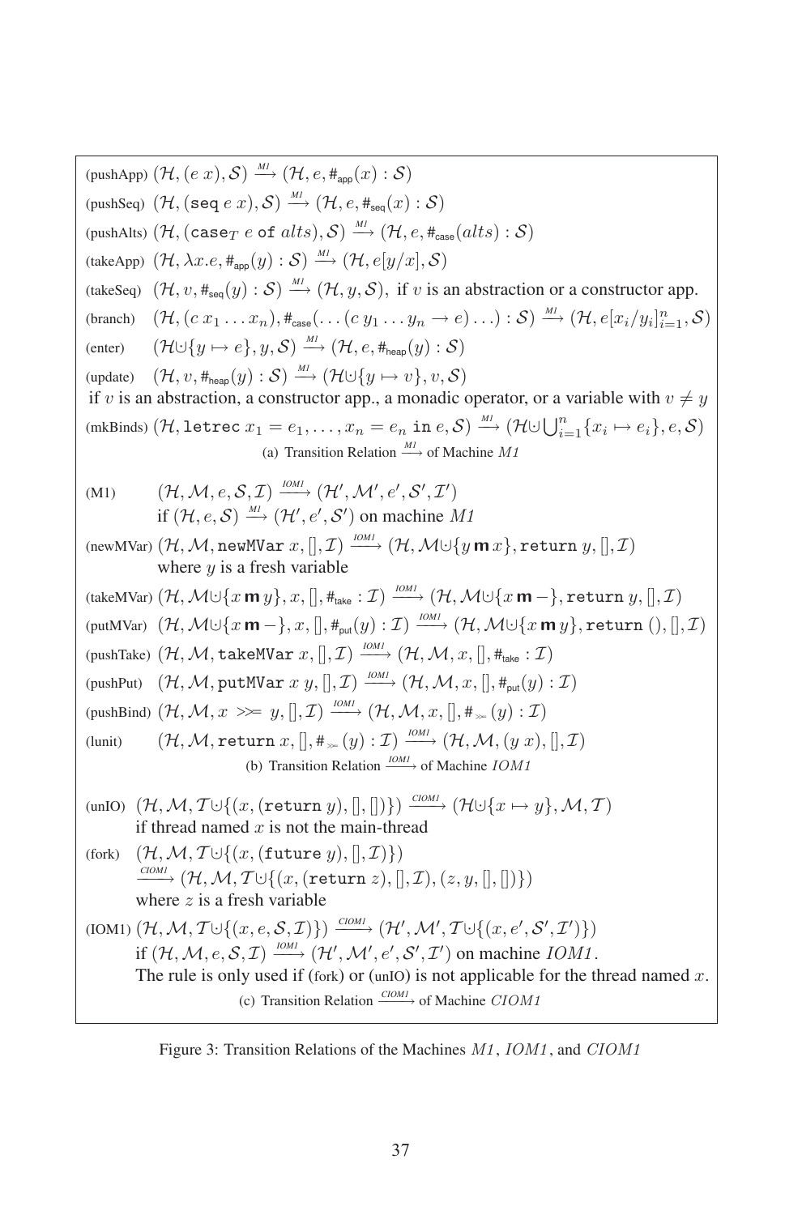(pushApp) $(\mathcal{H}, (e\ x), \mathcal{S}) \xrightarrow{M1} (\mathcal{H}, e, \#_{\mathsf{app}}(x) : \mathcal{S})$

(pushSeq) $(\mathcal{H}, (\mathtt{seq}\ e\ x), \mathcal{S}) \xrightarrow{M1} (\mathcal{H}, e, \#_{\mathsf{seq}}(x) : \mathcal{S})$

(pushAlts) $(\mathcal{H}, (\mathtt{case}_T\ e\ \mathtt{of}\ alts), \mathcal{S}) \xrightarrow{M1} (\mathcal{H}, e, \#_{\mathsf{case}}(alts) : \mathcal{S})$

(takeApp) $(\mathcal{H}, \lambda x.e, \#_{\mathsf{app}}(y) : \mathcal{S}) \xrightarrow{M1} (\mathcal{H}, e[y/x], \mathcal{S})$

(takeSeq) $(\mathcal{H}, v, \#_{\mathsf{seq}}(y) : \mathcal{S}) \xrightarrow{M1} (\mathcal{H}, y, \mathcal{S})$, if $v$ is an abstraction or a constructor app.

(branch) $(\mathcal{H}, (c\ x_1 \dots x_n), \#_{\mathsf{case}}(\dots (c\ y_1 \dots y_n \to e) \dots) : \mathcal{S}) \xrightarrow{M1} (\mathcal{H}, e[x_i/y_i]_{i=1}^n, \mathcal{S})$

(enter) $(\mathcal{H} \cup \{y \mapsto e\}, y, \mathcal{S}) \xrightarrow{M1} (\mathcal{H}, e, \#_{\mathsf{heap}}(y) : \mathcal{S})$

(update) $(\mathcal{H}, v, \#_{\mathsf{heap}}(y) : \mathcal{S}) \xrightarrow{M1} (\mathcal{H} \cup \{y \mapsto v\}, v, \mathcal{S})$
if $v$ is an abstraction, a constructor app., a monadic operator, or a variable with $v \neq y$

(mkBinds) $(\mathcal{H}, \mathtt{letrec}\ x_1 = e_1, \dots, x_n = e_n\ \mathtt{in}\ e, \mathcal{S}) \xrightarrow{M1} (\mathcal{H} \cup \bigcup_{i=1}^n \{x_i \mapsto e_i\}, e, \mathcal{S})$

(a) Transition Relation $\xrightarrow{M1}$ of Machine *M1*

(M1) $(\mathcal{H}, \mathcal{M}, e, \mathcal{S}, \mathcal{I}) \xrightarrow{IOM1} (\mathcal{H}', \mathcal{M}', e', \mathcal{S}', \mathcal{I}')$
if $(\mathcal{H}, e, \mathcal{S}) \xrightarrow{M1} (\mathcal{H}', e', \mathcal{S}')$ on machine *M1*

(newMVar) $(\mathcal{H}, \mathcal{M}, \mathtt{newMVar}\ x, [], \mathcal{I}) \xrightarrow{IOM1} (\mathcal{H}, \mathcal{M} \cup \{y\, \mathbf{m}\, x\}, \mathtt{return}\ y, [], \mathcal{I})$
where $y$ is a fresh variable

(takeMVar) $(\mathcal{H}, \mathcal{M} \cup \{x\, \mathbf{m}\, y\}, x, [], \#_{\mathsf{take}} : \mathcal{I}) \xrightarrow{IOM1} (\mathcal{H}, \mathcal{M} \cup \{x\, \mathbf{m} -\}, \mathtt{return}\ y, [], \mathcal{I})$

(putMVar) $(\mathcal{H}, \mathcal{M} \cup \{x\, \mathbf{m} -\}, x, [], \#_{\mathsf{put}}(y) : \mathcal{I}) \xrightarrow{IOM1} (\mathcal{H}, \mathcal{M} \cup \{x\, \mathbf{m}\, y\}, \mathtt{return}\ (), [], \mathcal{I})$

(pushTake) $(\mathcal{H}, \mathcal{M}, \mathtt{takeMVar}\ x, [], \mathcal{I}) \xrightarrow{IOM1} (\mathcal{H}, \mathcal{M}, x, [], \#_{\mathsf{take}} : \mathcal{I})$

(pushPut) $(\mathcal{H}, \mathcal{M}, \mathtt{putMVar}\ x\ y, [], \mathcal{I}) \xrightarrow{IOM1} (\mathcal{H}, \mathcal{M}, x, [], \#_{\mathsf{put}}(y) : \mathcal{I})$

(pushBind) $(\mathcal{H}, \mathcal{M}, x \gg= y, [], \mathcal{I}) \xrightarrow{IOM1} (\mathcal{H}, \mathcal{M}, x, [], \#_{\gg=}(y) : \mathcal{I})$

(lunit) $(\mathcal{H}, \mathcal{M}, \mathtt{return}\ x, [], \#_{\gg=}(y) : \mathcal{I}) \xrightarrow{IOM1} (\mathcal{H}, \mathcal{M}, (y\ x), [], \mathcal{I})$

(b) Transition Relation $\xrightarrow{IOM1}$ of Machine *IOM1*

(unIO) $(\mathcal{H}, \mathcal{M}, \mathcal{T} \cup \{(x, (\mathtt{return}\ y), [], [])\}) \xrightarrow{CIOM1} (\mathcal{H} \cup \{x \mapsto y\}, \mathcal{M}, \mathcal{T})$
if thread named $x$ is not the main-thread

(fork) $(\mathcal{H}, \mathcal{M}, \mathcal{T} \cup \{(x, (\mathtt{future}\ y), [], \mathcal{I})\})$
$\xrightarrow{CIOM1} (\mathcal{H}, \mathcal{M}, \mathcal{T} \cup \{(x, (\mathtt{return}\ z), [], \mathcal{I}), (z, y, [], [])\})$
where $z$ is a fresh variable

(IOM1) $(\mathcal{H}, \mathcal{M}, \mathcal{T} \cup \{(x, e, \mathcal{S}, \mathcal{I})\}) \xrightarrow{CIOM1} (\mathcal{H}', \mathcal{M}', \mathcal{T} \cup \{(x, e', \mathcal{S}', \mathcal{I}')\})$
if $(\mathcal{H}, \mathcal{M}, e, \mathcal{S}, \mathcal{I}) \xrightarrow{IOM1} (\mathcal{H}', \mathcal{M}', e', \mathcal{S}', \mathcal{I}')$ on machine *IOM1*.
The rule is only used if (fork) or (unIO) is not applicable for the thread named $x$.

(c) Transition Relation $\xrightarrow{CIOM1}$ of Machine *CIOM1*

Figure 3: Transition Relations of the Machines *M1*, *IOM1*, and *CIOM1*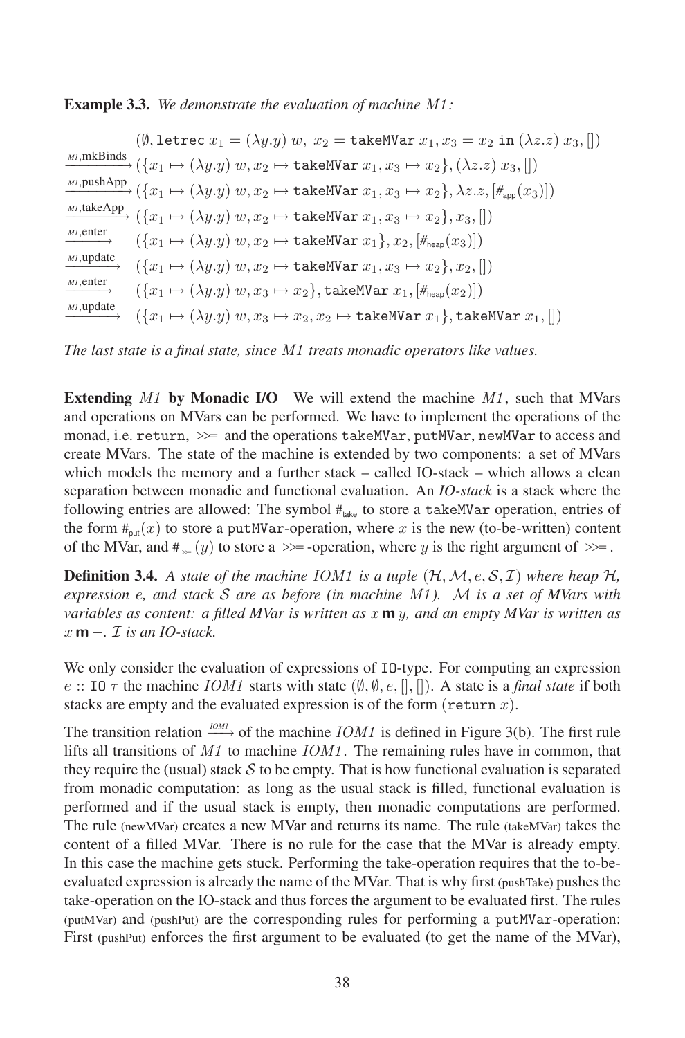**Example 3.3.** *We demonstrate the evaluation of machine M1:*

$$
\begin{array}{ll}
& (\emptyset, \texttt{letrec}\ x_1 = (\lambda y.y)\ w,\ x_2 = \texttt{takeMVar}\ x_1, x_3 = x_2\ \texttt{in}\ (\lambda z.z)\ x_3, []) \\
\xrightarrow{\scriptscriptstyle M1,\text{mkBinds}} & (\{x_1 \mapsto (\lambda y.y)\ w, x_2 \mapsto \texttt{takeMVar}\ x_1, x_3 \mapsto x_2\}, (\lambda z.z)\ x_3, []) \\
\xrightarrow{\scriptscriptstyle M1,\text{pushApp}} & (\{x_1 \mapsto (\lambda y.y)\ w, x_2 \mapsto \texttt{takeMVar}\ x_1, x_3 \mapsto x_2\}, \lambda z.z, [\#_{\text{app}}(x_3)]) \\
\xrightarrow{\scriptscriptstyle M1,\text{takeApp}} & (\{x_1 \mapsto (\lambda y.y)\ w, x_2 \mapsto \texttt{takeMVar}\ x_1, x_3 \mapsto x_2\}, x_3, []) \\
\xrightarrow{\scriptscriptstyle M1,\text{enter}} & (\{x_1 \mapsto (\lambda y.y)\ w, x_2 \mapsto \texttt{takeMVar}\ x_1\}, x_2, [\#_{\text{heap}}(x_3)]) \\
\xrightarrow{\scriptscriptstyle M1,\text{update}} & (\{x_1 \mapsto (\lambda y.y)\ w, x_2 \mapsto \texttt{takeMVar}\ x_1, x_3 \mapsto x_2\}, x_2, []) \\
\xrightarrow{\scriptscriptstyle M1,\text{enter}} & (\{x_1 \mapsto (\lambda y.y)\ w, x_3 \mapsto x_2\}, \texttt{takeMVar}\ x_1, [\#_{\text{heap}}(x_2)]) \\
\xrightarrow{\scriptscriptstyle M1,\text{update}} & (\{x_1 \mapsto (\lambda y.y)\ w, x_3 \mapsto x_2, x_2 \mapsto \texttt{takeMVar}\ x_1\}, \texttt{takeMVar}\ x_1, [])
\end{array}
$$

*The last state is a final state, since M1 treats monadic operators like values.*

**Extending** *M1* **by Monadic I/O** We will extend the machine *M1*, such that MVars and operations on MVars can be performed. We have to implement the operations of the monad, i.e. `return`, $\gg\!=$ and the operations `takeMVar`, `putMVar`, `newMVar` to access and create MVars. The state of the machine is extended by two components: a set of MVars which models the memory and a further stack – called IO-stack – which allows a clean separation between monadic and functional evaluation. An *IO-stack* is a stack where the following entries are allowed: The symbol $\#_{\text{take}}$ to store a `takeMVar` operation, entries of the form $\#_{\text{put}}(x)$ to store a `putMVar`-operation, where $x$ is the new (to-be-written) content of the MVar, and $\#_{\gg=}(y)$ to store a $\gg\!=$-operation, where $y$ is the right argument of $\gg\!=$.

**Definition 3.4.** *A state of the machine IOM1 is a tuple* $(\mathcal{H}, \mathcal{M}, e, \mathcal{S}, \mathcal{I})$ *where heap* $\mathcal{H}$*, expression* $e$*, and stack* $\mathcal{S}$ *are as before (in machine M1).* $\mathcal{M}$ *is a set of MVars with variables as content: a filled MVar is written as* $x\,\mathbf{m}\,y$*, and an empty MVar is written as* $x\,\mathbf{m}\,-$*.* $\mathcal{I}$ *is an IO-stack.*

We only consider the evaluation of expressions of `IO`-type. For computing an expression $e :: \texttt{IO}\ \tau$ the machine *IOM1* starts with state $(\emptyset, \emptyset, e, [], [])$. A state is a *final state* if both stacks are empty and the evaluated expression is of the form $(\texttt{return}\ x)$.

The transition relation $\xrightarrow{\scriptscriptstyle IOM1}$ of the machine *IOM1* is defined in Figure 3(b). The first rule lifts all transitions of *M1* to machine *IOM1*. The remaining rules have in common, that they require the (usual) stack $\mathcal{S}$ to be empty. That is how functional evaluation is separated from monadic computation: as long as the usual stack is filled, functional evaluation is performed and if the usual stack is empty, then monadic computations are performed. The rule (newMVar) creates a new MVar and returns its name. The rule (takeMVar) takes the content of a filled MVar. There is no rule for the case that the MVar is already empty. In this case the machine gets stuck. Performing the take-operation requires that the to-be-evaluated expression is already the name of the MVar. That is why first (pushTake) pushes the take-operation on the IO-stack and thus forces the argument to be evaluated first. The rules (putMVar) and (pushPut) are the corresponding rules for performing a `putMVar`-operation: First (pushPut) enforces the first argument to be evaluated (to get the name of the MVar),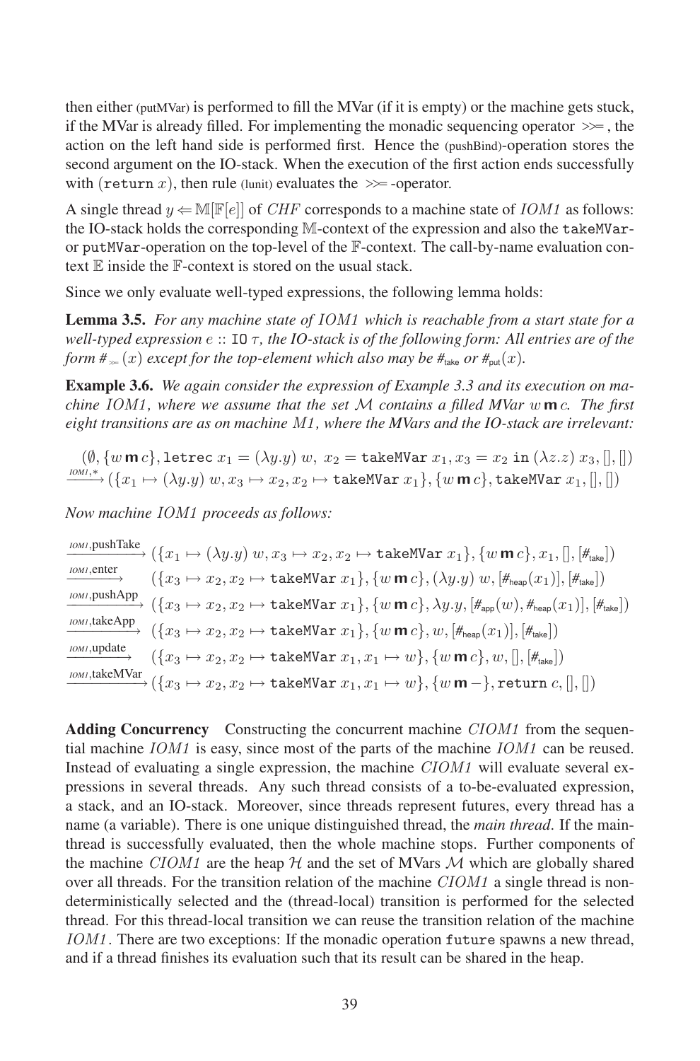then either (putMVar) is performed to fill the MVar (if it is empty) or the machine gets stuck, if the MVar is already filled. For implementing the monadic sequencing operator $\gg\!=$, the action on the left hand side is performed first. Hence the (pushBind)-operation stores the second argument on the IO-stack. When the execution of the first action ends successfully with ($\texttt{return}\ x$), then rule (lunit) evaluates the $\gg\!=$-operator.

A single thread $y \Leftarrow \mathbb{M}[\mathbb{F}[e]]$ of *CHF* corresponds to a machine state of *IOM1* as follows: the IO-stack holds the corresponding $\mathbb{M}$-context of the expression and also the `takeMVar`- or `putMVar`-operation on the top-level of the $\mathbb{F}$-context. The call-by-name evaluation context $\mathbb{E}$ inside the $\mathbb{F}$-context is stored on the usual stack.

Since we only evaluate well-typed expressions, the following lemma holds:

**Lemma 3.5.** *For any machine state of IOM1 which is reachable from a start state for a well-typed expression $e :: \texttt{IO}\ \tau$, the IO-stack is of the following form: All entries are of the form $\#_{\gg=}(x)$ except for the top-element which also may be $\#_{\mathsf{take}}$ or $\#_{\mathsf{put}}(x)$.*

**Example 3.6.** *We again consider the expression of Example 3.3 and its execution on machine IOM1, where we assume that the set $\mathcal{M}$ contains a filled MVar $w\,\mathbf{m}\,c$. The first eight transitions are as on machine M1, where the MVars and the IO-stack are irrelevant:*

$$
\begin{array}{l}
(\emptyset, \{w\,\mathbf{m}\,c\}, \texttt{letrec}\ x_1 = (\lambda y.y)\ w,\ x_2 = \texttt{takeMVar}\ x_1, x_3 = x_2\ \texttt{in}\ (\lambda z.z)\ x_3, [], []) \\
\xrightarrow{IOM1,*} (\{x_1 \mapsto (\lambda y.y)\ w, x_3 \mapsto x_2, x_2 \mapsto \texttt{takeMVar}\ x_1\}, \{w\,\mathbf{m}\,c\}, \texttt{takeMVar}\ x_1, [], [])
\end{array}
$$

*Now machine IOM1 proceeds as follows:*

$$
\begin{array}{ll}
\xrightarrow{IOM1,\text{pushTake}} & (\{x_1 \mapsto (\lambda y.y)\ w, x_3 \mapsto x_2, x_2 \mapsto \texttt{takeMVar}\ x_1\}, \{w\,\mathbf{m}\,c\}, x_1, [], [\#_{\mathsf{take}}]) \\
\xrightarrow{IOM1,\text{enter}} & (\{x_3 \mapsto x_2, x_2 \mapsto \texttt{takeMVar}\ x_1\}, \{w\,\mathbf{m}\,c\}, (\lambda y.y)\ w, [\#_{\mathsf{heap}}(x_1)], [\#_{\mathsf{take}}]) \\
\xrightarrow{IOM1,\text{pushApp}} & (\{x_3 \mapsto x_2, x_2 \mapsto \texttt{takeMVar}\ x_1\}, \{w\,\mathbf{m}\,c\}, \lambda y.y, [\#_{\mathsf{app}}(w), \#_{\mathsf{heap}}(x_1)], [\#_{\mathsf{take}}]) \\
\xrightarrow{IOM1,\text{takeApp}} & (\{x_3 \mapsto x_2, x_2 \mapsto \texttt{takeMVar}\ x_1\}, \{w\,\mathbf{m}\,c\}, w, [\#_{\mathsf{heap}}(x_1)], [\#_{\mathsf{take}}]) \\
\xrightarrow{IOM1,\text{update}} & (\{x_3 \mapsto x_2, x_2 \mapsto \texttt{takeMVar}\ x_1, x_1 \mapsto w\}, \{w\,\mathbf{m}\,c\}, w, [], [\#_{\mathsf{take}}]) \\
\xrightarrow{IOM1,\text{takeMVar}} & (\{x_3 \mapsto x_2, x_2 \mapsto \texttt{takeMVar}\ x_1, x_1 \mapsto w\}, \{w\,\mathbf{m}\,-\}, \texttt{return}\ c, [], [])
\end{array}
$$

**Adding Concurrency** Constructing the concurrent machine *CIOM1* from the sequential machine *IOM1* is easy, since most of the parts of the machine *IOM1* can be reused. Instead of evaluating a single expression, the machine *CIOM1* will evaluate several expressions in several threads. Any such thread consists of a to-be-evaluated expression, a stack, and an IO-stack. Moreover, since threads represent futures, every thread has a name (a variable). There is one unique distinguished thread, the *main thread*. If the main-thread is successfully evaluated, then the whole machine stops. Further components of the machine *CIOM1* are the heap $\mathcal{H}$ and the set of MVars $\mathcal{M}$ which are globally shared over all threads. For the transition relation of the machine *CIOM1* a single thread is non-deterministically selected and the (thread-local) transition is performed for the selected thread. For this thread-local transition we can reuse the transition relation of the machine *IOM1*. There are two exceptions: If the monadic operation `future` spawns a new thread, and if a thread finishes its evaluation such that its result can be shared in the heap.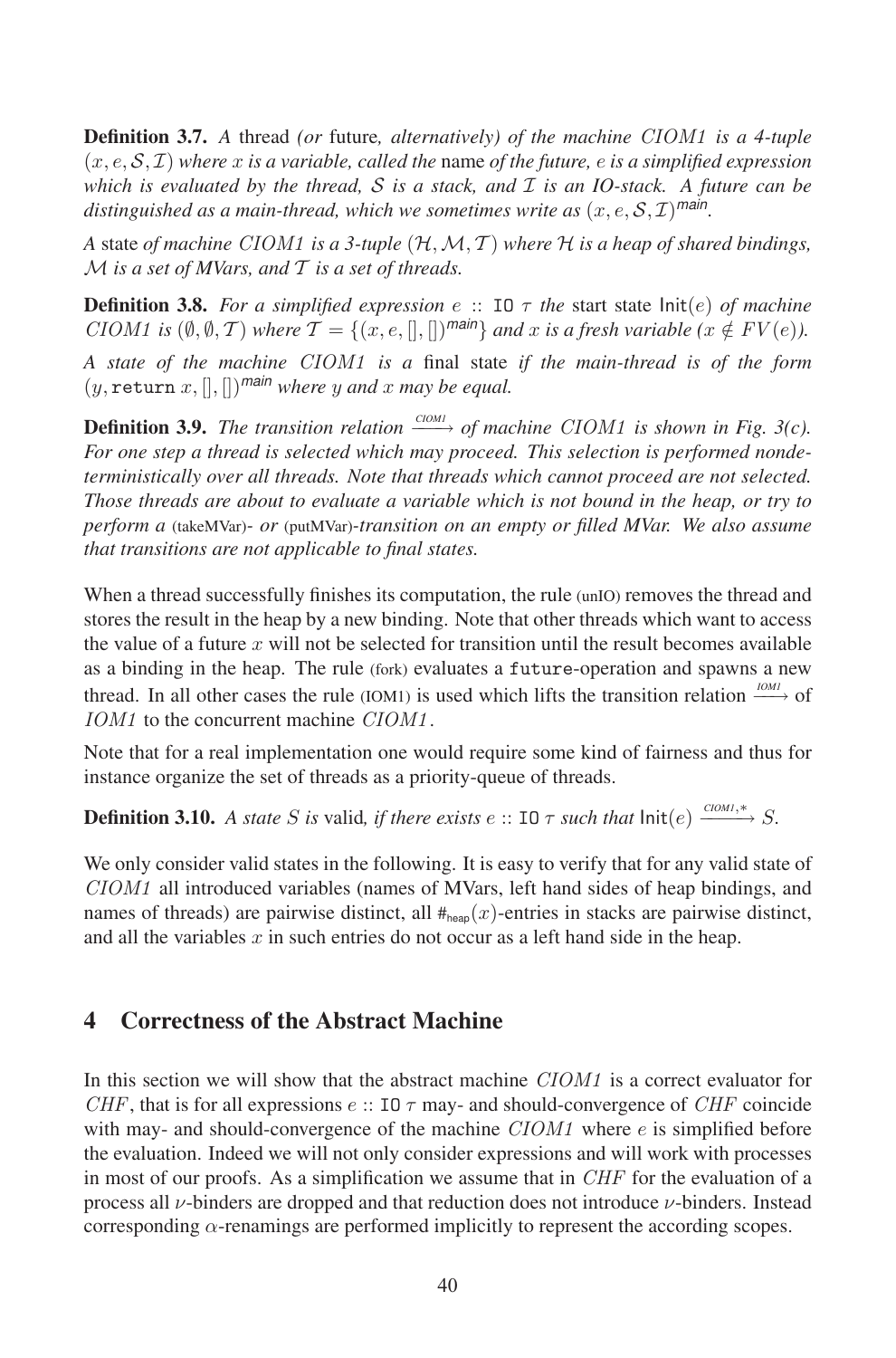**Definition 3.7.** *A* thread *(or* future*, alternatively) of the machine CIOM1 is a 4-tuple* $(x, e, \mathcal{S}, \mathcal{I})$ *where* $x$ *is a variable, called the* name *of the future,* $e$ *is a simplified expression which is evaluated by the thread,* $\mathcal{S}$ *is a stack, and* $\mathcal{I}$ *is an IO-stack. A future can be distinguished as a main-thread, which we sometimes write as* $(x, e, \mathcal{S}, \mathcal{I})^{\mathit{main}}$*.*

*A* state *of machine CIOM1 is a 3-tuple* $(\mathcal{H}, \mathcal{M}, \mathcal{T})$ *where* $\mathcal{H}$ *is a heap of shared bindings,* $\mathcal{M}$ *is a set of MVars, and* $\mathcal{T}$ *is a set of threads.*

**Definition 3.8.** *For a simplified expression* $e :: \texttt{IO}\ \tau$ *the* start state $\mathsf{Init}(e)$ *of machine CIOM1 is* $(\emptyset, \emptyset, \mathcal{T})$ *where* $\mathcal{T} = \{(x, e, [], [])^{\mathit{main}}\}$ *and* $x$ *is a fresh variable* $(x \notin FV(e))$*.*

*A state of the machine CIOM1 is a* final state *if the main-thread is of the form* $(y, \texttt{return}\ x, [], [])^{\mathit{main}}$ *where* $y$ *and* $x$ *may be equal.*

**Definition 3.9.** *The transition relation* $\xrightarrow{\scriptscriptstyle CIOM1}$ *of machine CIOM1 is shown in Fig. 3(c). For one step a thread is selected which may proceed. This selection is performed nondeterministically over all threads. Note that threads which cannot proceed are not selected. Those threads are about to evaluate a variable which is not bound in the heap, or try to perform a* (takeMVar)*- or* (putMVar)*-transition on an empty or filled MVar. We also assume that transitions are not applicable to final states.*

When a thread successfully finishes its computation, the rule (unIO) removes the thread and stores the result in the heap by a new binding. Note that other threads which want to access the value of a future $x$ will not be selected for transition until the result becomes available as a binding in the heap. The rule (fork) evaluates a `future`-operation and spawns a new thread. In all other cases the rule (IOM1) is used which lifts the transition relation $\xrightarrow{\scriptscriptstyle IOM1}$ of *IOM1* to the concurrent machine *CIOM1*.

Note that for a real implementation one would require some kind of fairness and thus for instance organize the set of threads as a priority-queue of threads.

**Definition 3.10.** *A state* $S$ *is* valid*, if there exists* $e :: \texttt{IO}\ \tau$ *such that* $\mathsf{Init}(e) \xrightarrow{\scriptscriptstyle CIOM1,*} S$*.*

We only consider valid states in the following. It is easy to verify that for any valid state of *CIOM1* all introduced variables (names of MVars, left hand sides of heap bindings, and names of threads) are pairwise distinct, all $\#_{\mathsf{heap}}(x)$-entries in stacks are pairwise distinct, and all the variables $x$ in such entries do not occur as a left hand side in the heap.

## 4 Correctness of the Abstract Machine

In this section we will show that the abstract machine *CIOM1* is a correct evaluator for *CHF*, that is for all expressions $e :: \texttt{IO}\ \tau$ may- and should-convergence of *CHF* coincide with may- and should-convergence of the machine *CIOM1* where $e$ is simplified before the evaluation. Indeed we will not only consider expressions and will work with processes in most of our proofs. As a simplification we assume that in *CHF* for the evaluation of a process all $\nu$-binders are dropped and that reduction does not introduce $\nu$-binders. Instead corresponding $\alpha$-renamings are performed implicitly to represent the according scopes.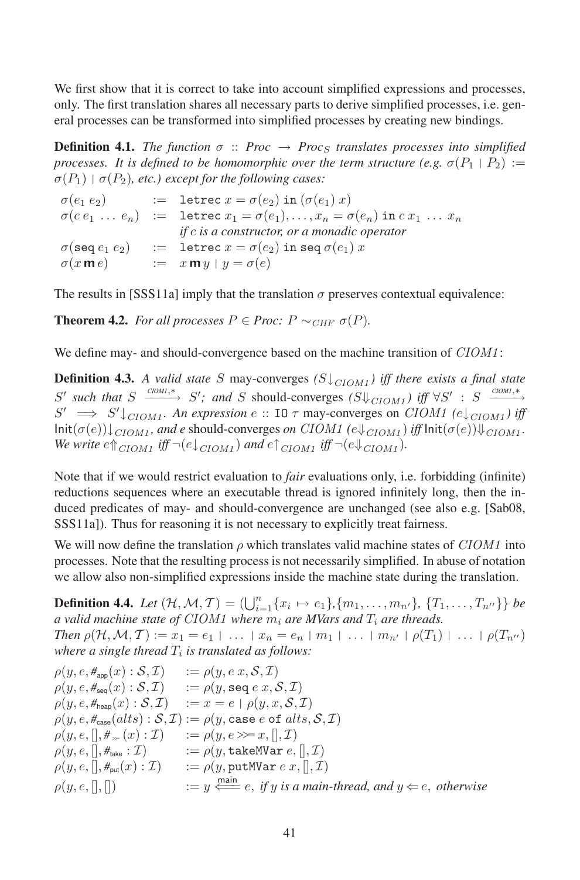We first show that it is correct to take into account simplified expressions and processes, only. The first translation shares all necessary parts to derive simplified processes, i.e. general processes can be transformed into simplified processes by creating new bindings.

**Definition 4.1.** *The function $\sigma$ :: Proc $\to$ Proc$_S$ translates processes into simplified processes. It is defined to be homomorphic over the term structure (e.g. $\sigma(P_1 \mid P_2) := \sigma(P_1) \mid \sigma(P_2)$, etc.) except for the following cases:*

$$
\begin{array}{lll}
\sigma(e_1\ e_2) & := & \texttt{letrec}\ x = \sigma(e_2)\ \texttt{in}\ (\sigma(e_1)\ x) \\
\sigma(c\ e_1\ \ldots\ e_n) & := & \texttt{letrec}\ x_1 = \sigma(e_1), \ldots, x_n = \sigma(e_n)\ \texttt{in}\ c\ x_1\ \ldots\ x_n \\
 & & \textit{if } c \textit{ is a constructor, or a monadic operator} \\
\sigma(\texttt{seq}\ e_1\ e_2) & := & \texttt{letrec}\ x = \sigma(e_2)\ \texttt{in}\ \texttt{seq}\ \sigma(e_1)\ x \\
\sigma(x\,\mathbf{m}\,e) & := & x\,\mathbf{m}\,y \mid y = \sigma(e)
\end{array}
$$

The results in [SSS11a] imply that the translation $\sigma$ preserves contextual equivalence:

**Theorem 4.2.** *For all processes $P \in$ Proc: $P \sim_{CHF} \sigma(P)$.*

We define may- and should-convergence based on the machine transition of *CIOM1*:

**Definition 4.3.** *A valid state $S$* may-converges *($S{\downarrow_{CIOM1}}$) iff there exists a final state $S'$ such that $S \xrightarrow{CIOM1,*} S'$; and $S$* should-converges *($S{\Downarrow_{CIOM1}}$) iff $\forall S' : S \xrightarrow{CIOM1,*} S' \implies S'{\downarrow_{CIOM1}}$. An expression $e$ :: IO $\tau$* may-converges *on CIOM1 ($e{\downarrow_{CIOM1}}$) iff $\mathsf{Init}(\sigma(e)){\downarrow_{CIOM1}}$, and e* should-converges *on CIOM1 ($e{\Downarrow_{CIOM1}}$) iff $\mathsf{Init}(\sigma(e)){\Downarrow_{CIOM1}}$. We write $e{\Uparrow_{CIOM1}}$ iff $\neg(e{\downarrow_{CIOM1}})$ and $e{\uparrow_{CIOM1}}$ iff $\neg(e{\Downarrow_{CIOM1}})$.*

Note that if we would restrict evaluation to *fair* evaluations only, i.e. forbidding (infinite) reductions sequences where an executable thread is ignored infinitely long, then the induced predicates of may- and should-convergence are unchanged (see also e.g. [Sab08, SSS11a]). Thus for reasoning it is not necessary to explicitly treat fairness.

We will now define the translation $\rho$ which translates valid machine states of *CIOM1* into processes. Note that the resulting process is not necessarily simplified. In abuse of notation we allow also non-simplified expressions inside the machine state during the translation.

**Definition 4.4.** *Let $(\mathcal{H}, \mathcal{M}, \mathcal{T}) = (\bigcup_{i=1}^{n}\{x_i \mapsto e_1\}, \{m_1, \ldots, m_{n'}\}, \{T_1, \ldots, T_{n''}\})$ be a valid machine state of CIOM1 where $m_i$ are MVars and $T_i$ are threads. Then $\rho(\mathcal{H}, \mathcal{M}, \mathcal{T}) := x_1 = e_1 \mid \ldots \mid x_n = e_n \mid m_1 \mid \ldots \mid m_{n'} \mid \rho(T_1) \mid \ldots \mid \rho(T_{n''})$ where a single thread $T_i$ is translated as follows:*

$$
\begin{array}{ll}
\rho(y, e, \#_{\mathsf{app}}(x) : \mathcal{S}, \mathcal{I}) & := \rho(y, e\ x, \mathcal{S}, \mathcal{I}) \\
\rho(y, e, \#_{\mathsf{seq}}(x) : \mathcal{S}, \mathcal{I}) & := \rho(y, \texttt{seq}\ e\ x, \mathcal{S}, \mathcal{I}) \\
\rho(y, e, \#_{\mathsf{heap}}(x) : \mathcal{S}, \mathcal{I}) & := x = e \mid \rho(y, x, \mathcal{S}, \mathcal{I}) \\
\rho(y, e, \#_{\mathsf{case}}(alts) : \mathcal{S}, \mathcal{I}) & := \rho(y, \texttt{case}\ e\ \texttt{of}\ alts, \mathcal{S}, \mathcal{I}) \\
\rho(y, e, [], \#_{\gg=}(x) : \mathcal{I}) & := \rho(y, e \gg= x, [], \mathcal{I}) \\
\rho(y, e, [], \#_{\mathsf{take}} : \mathcal{I}) & := \rho(y, \texttt{takeMVar}\ e, [], \mathcal{I}) \\
\rho(y, e, [], \#_{\mathsf{put}}(x) : \mathcal{I}) & := \rho(y, \texttt{putMVar}\ e\ x, [], \mathcal{I}) \\
\rho(y, e, [], []) & := y \overset{\mathsf{main}}{\Longleftarrow} e, \textit{ if } y \textit{ is a main-thread, and } y \Leftarrow e, \textit{ otherwise}
\end{array}
$$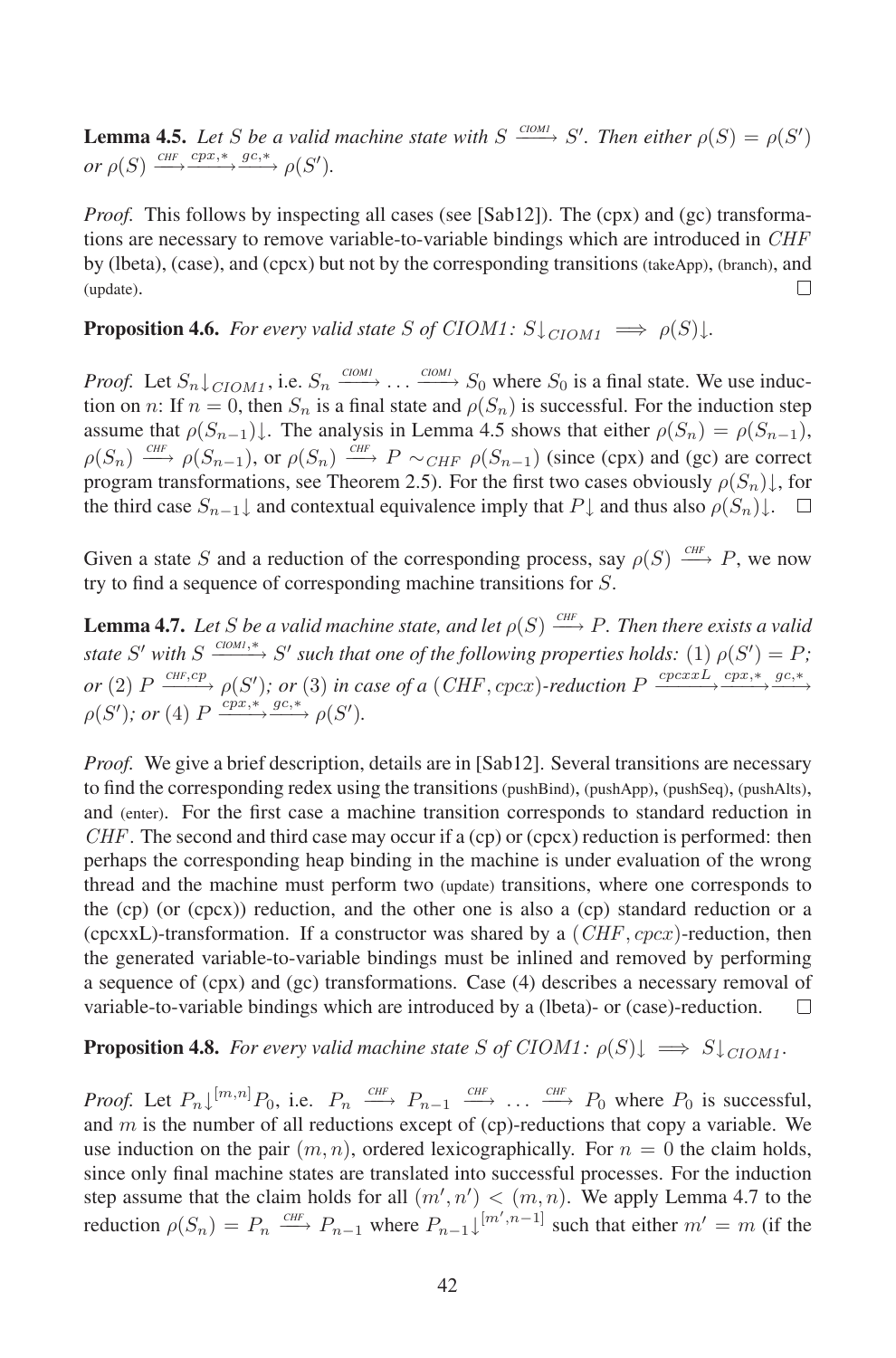**Lemma 4.5.** *Let $S$ be a valid machine state with $S \xrightarrow{CIOM1} S'$. Then either $\rho(S) = \rho(S')$ or $\rho(S) \xrightarrow{CHF}\xrightarrow{cpx,*}\xrightarrow{gc,*} \rho(S')$.*

*Proof.* This follows by inspecting all cases (see [Sab12]). The (cpx) and (gc) transformations are necessary to remove variable-to-variable bindings which are introduced in $CHF$ by (lbeta), (case), and (cpcx) but not by the corresponding transitions (takeApp), (branch), and (update). □

**Proposition 4.6.** *For every valid state $S$ of CIOM1: $S{\downarrow}_{CIOM1} \implies \rho(S){\downarrow}$.*

*Proof.* Let $S_n{\downarrow}_{CIOM1}$, i.e. $S_n \xrightarrow{CIOM1} \ldots \xrightarrow{CIOM1} S_0$ where $S_0$ is a final state. We use induction on $n$: If $n = 0$, then $S_n$ is a final state and $\rho(S_n)$ is successful. For the induction step assume that $\rho(S_{n-1}){\downarrow}$. The analysis in Lemma 4.5 shows that either $\rho(S_n) = \rho(S_{n-1})$, $\rho(S_n) \xrightarrow{CHF} \rho(S_{n-1})$, or $\rho(S_n) \xrightarrow{CHF} P \sim_{CHF} \rho(S_{n-1})$ (since (cpx) and (gc) are correct program transformations, see Theorem 2.5). For the first two cases obviously $\rho(S_n){\downarrow}$, for the third case $S_{n-1}{\downarrow}$ and contextual equivalence imply that $P{\downarrow}$ and thus also $\rho(S_n){\downarrow}$. □

Given a state $S$ and a reduction of the corresponding process, say $\rho(S) \xrightarrow{CHF} P$, we now try to find a sequence of corresponding machine transitions for $S$.

**Lemma 4.7.** *Let $S$ be a valid machine state, and let $\rho(S) \xrightarrow{CHF} P$. Then there exists a valid state $S'$ with $S \xrightarrow{CIOM1,*} S'$ such that one of the following properties holds: (1) $\rho(S') = P$; or (2) $P \xrightarrow{CHF,cp} \rho(S')$; or (3) in case of a $(CHF, cpcx)$-reduction $P \xrightarrow{cpcxxL}\xrightarrow{cpx,*}\xrightarrow{gc,*} \rho(S')$; or (4) $P \xrightarrow{cpx,*}\xrightarrow{gc,*} \rho(S')$.*

*Proof.* We give a brief description, details are in [Sab12]. Several transitions are necessary to find the corresponding redex using the transitions (pushBind), (pushApp), (pushSeq), (pushAlts), and (enter). For the first case a machine transition corresponds to standard reduction in $CHF$. The second and third case may occur if a (cp) or (cpcx) reduction is performed: then perhaps the corresponding heap binding in the machine is under evaluation of the wrong thread and the machine must perform two (update) transitions, where one corresponds to the (cp) (or (cpcx)) reduction, and the other one is also a (cp) standard reduction or a (cpcxxL)-transformation. If a constructor was shared by a $(CHF, cpcx)$-reduction, then the generated variable-to-variable bindings must be inlined and removed by performing a sequence of (cpx) and (gc) transformations. Case (4) describes a necessary removal of variable-to-variable bindings which are introduced by a (lbeta)- or (case)-reduction. □

**Proposition 4.8.** *For every valid machine state $S$ of CIOM1: $\rho(S){\downarrow} \implies S{\downarrow}_{CIOM1}$.*

*Proof.* Let $P_n{\downarrow}^{[m,n]}P_0$, i.e. $P_n \xrightarrow{CHF} P_{n-1} \xrightarrow{CHF} \ldots \xrightarrow{CHF} P_0$ where $P_0$ is successful, and $m$ is the number of all reductions except of (cp)-reductions that copy a variable. We use induction on the pair $(m, n)$, ordered lexicographically. For $n = 0$ the claim holds, since only final machine states are translated into successful processes. For the induction step assume that the claim holds for all $(m', n') < (m, n)$. We apply Lemma 4.7 to the reduction $\rho(S_n) = P_n \xrightarrow{CHF} P_{n-1}$ where $P_{n-1}{\downarrow}^{[m',n-1]}$ such that either $m' = m$ (if the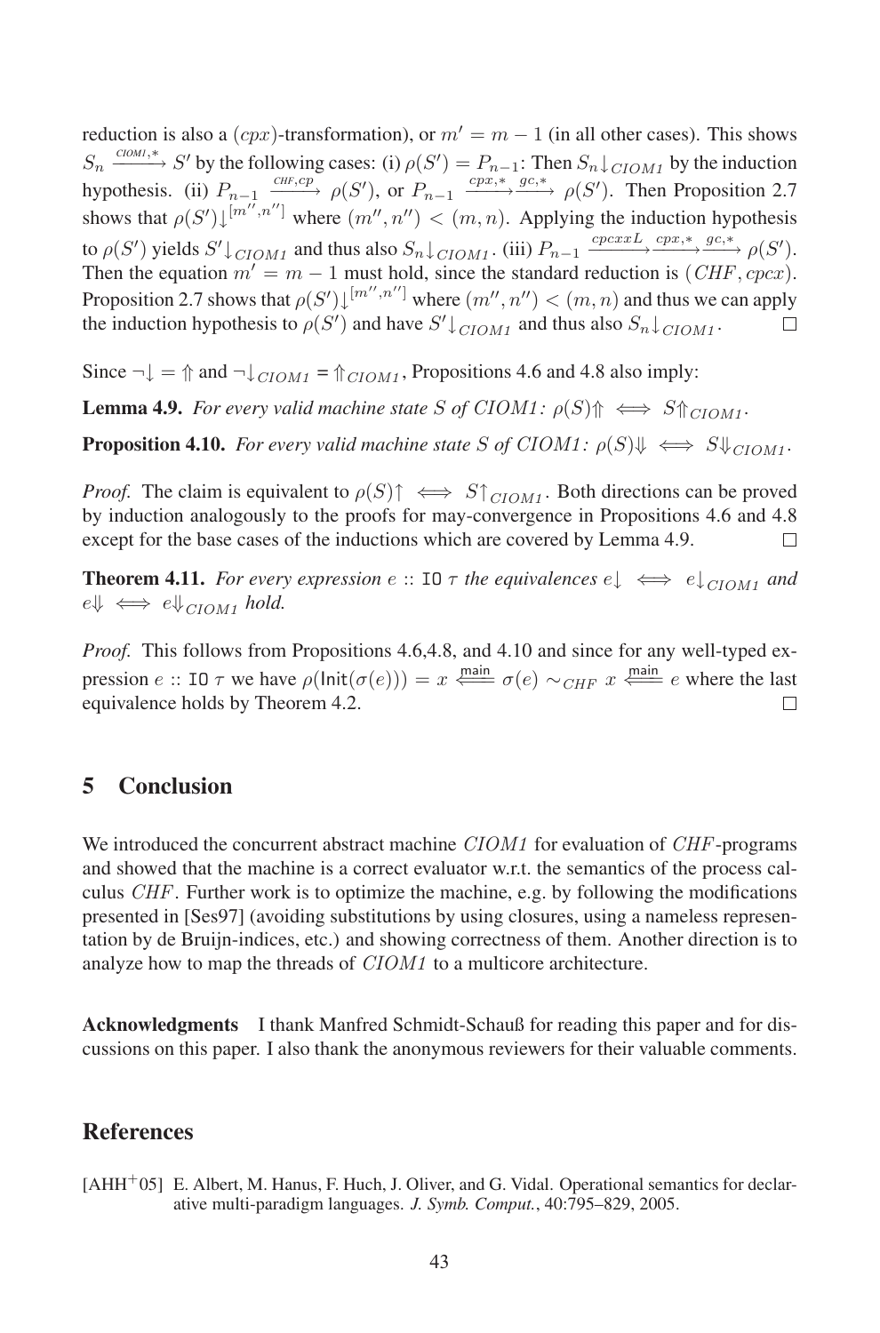reduction is also a $(cpx)$-transformation), or $m' = m - 1$ (in all other cases). This shows $S_n \xrightarrow{CIOM1,*} S'$ by the following cases: (i) $\rho(S') = P_{n-1}$: Then $S_n{\downarrow}_{CIOM1}$ by the induction hypothesis. (ii) $P_{n-1} \xrightarrow{CHF,cp} \rho(S')$, or $P_{n-1} \xrightarrow{cpx,*} \xrightarrow{gc,*} \rho(S')$. Then Proposition 2.7 shows that $\rho(S'){\downarrow}^{[m'',n'']}$ where $(m'', n'') < (m, n)$. Applying the induction hypothesis to $\rho(S')$ yields $S'{\downarrow}_{CIOM1}$ and thus also $S_n{\downarrow}_{CIOM1}$. (iii) $P_{n-1} \xrightarrow{cpcxxL} \xrightarrow{cpx,*} \xrightarrow{gc,*} \rho(S')$. Then the equation $m' = m - 1$ must hold, since the standard reduction is $(CHF, cpcx)$. Proposition 2.7 shows that $\rho(S'){\downarrow}^{[m'',n'']}$ where $(m'', n'') < (m, n)$ and thus we can apply the induction hypothesis to $\rho(S')$ and have $S'{\downarrow}_{CIOM1}$ and thus also $S_n{\downarrow}_{CIOM1}$. □

Since $\neg{\downarrow} = {\Uparrow}$ and $\neg{\downarrow}_{CIOM1} = {\Uparrow}_{CIOM1}$, Propositions 4.6 and 4.8 also imply:

**Lemma 4.9.** *For every valid machine state $S$ of CIOM1: $\rho(S){\Uparrow} \iff S{\Uparrow}_{CIOM1}$.*

**Proposition 4.10.** *For every valid machine state $S$ of CIOM1: $\rho(S){\Downarrow} \iff S{\Downarrow}_{CIOM1}$.*

*Proof.* The claim is equivalent to $\rho(S){\uparrow} \iff S{\uparrow}_{CIOM1}$. Both directions can be proved by induction analogously to the proofs for may-convergence in Propositions 4.6 and 4.8 except for the base cases of the inductions which are covered by Lemma 4.9. □

**Theorem 4.11.** *For every expression $e$ :: `IO` $\tau$ the equivalences $e{\downarrow} \iff e{\downarrow}_{CIOM1}$ and $e{\Downarrow} \iff e{\Downarrow}_{CIOM1}$ hold.*

*Proof.* This follows from Propositions 4.6,4.8, and 4.10 and since for any well-typed expression $e$ :: `IO` $\tau$ we have $\rho(\mathsf{Init}(\sigma(e))) = x \xLeftarrow{\mathsf{main}} \sigma(e) \sim_{CHF} x \xLeftarrow{\mathsf{main}} e$ where the last equivalence holds by Theorem 4.2. □

## 5 Conclusion

We introduced the concurrent abstract machine *CIOM1* for evaluation of *CHF*-programs and showed that the machine is a correct evaluator w.r.t. the semantics of the process calculus *CHF*. Further work is to optimize the machine, e.g. by following the modifications presented in [Ses97] (avoiding substitutions by using closures, using a nameless representation by de Bruijn-indices, etc.) and showing correctness of them. Another direction is to analyze how to map the threads of *CIOM1* to a multicore architecture.

**Acknowledgments** I thank Manfred Schmidt-Schauß for reading this paper and for discussions on this paper. I also thank the anonymous reviewers for their valuable comments.

## References

[AHH+05] E. Albert, M. Hanus, F. Huch, J. Oliver, and G. Vidal. Operational semantics for declarative multi-paradigm languages. *J. Symb. Comput.*, 40:795–829, 2005.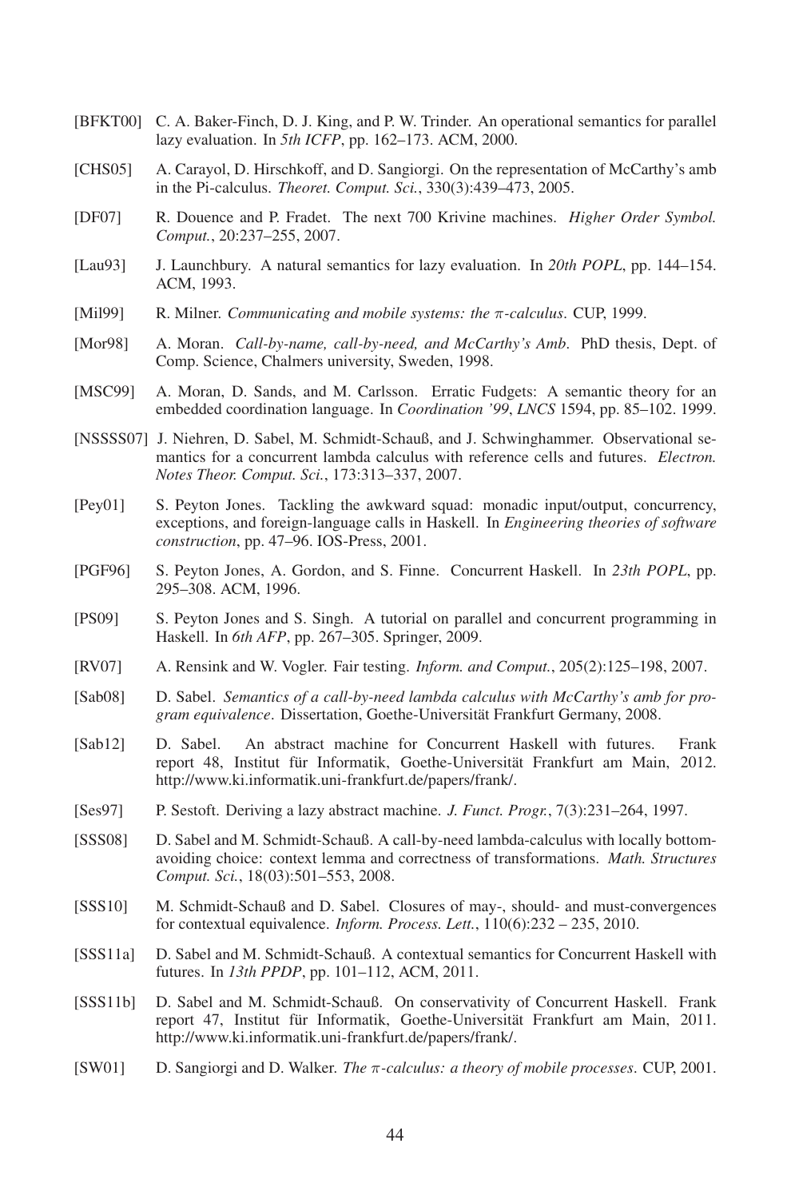[BFKT00] C. A. Baker-Finch, D. J. King, and P. W. Trinder. An operational semantics for parallel lazy evaluation. In *5th ICFP*, pp. 162–173. ACM, 2000.

[CHS05] A. Carayol, D. Hirschkoff, and D. Sangiorgi. On the representation of McCarthy's amb in the Pi-calculus. *Theoret. Comput. Sci.*, 330(3):439–473, 2005.

[DF07] R. Douence and P. Fradet. The next 700 Krivine machines. *Higher Order Symbol. Comput.*, 20:237–255, 2007.

[Lau93] J. Launchbury. A natural semantics for lazy evaluation. In *20th POPL*, pp. 144–154. ACM, 1993.

[Mil99] R. Milner. *Communicating and mobile systems: the $\pi$-calculus*. CUP, 1999.

[Mor98] A. Moran. *Call-by-name, call-by-need, and McCarthy's Amb*. PhD thesis, Dept. of Comp. Science, Chalmers university, Sweden, 1998.

[MSC99] A. Moran, D. Sands, and M. Carlsson. Erratic Fudgets: A semantic theory for an embedded coordination language. In *Coordination '99*, *LNCS* 1594, pp. 85–102. 1999.

[NSSSS07] J. Niehren, D. Sabel, M. Schmidt-Schauß, and J. Schwinghammer. Observational semantics for a concurrent lambda calculus with reference cells and futures. *Electron. Notes Theor. Comput. Sci.*, 173:313–337, 2007.

[Pey01] S. Peyton Jones. Tackling the awkward squad: monadic input/output, concurrency, exceptions, and foreign-language calls in Haskell. In *Engineering theories of software construction*, pp. 47–96. IOS-Press, 2001.

[PGF96] S. Peyton Jones, A. Gordon, and S. Finne. Concurrent Haskell. In *23th POPL*, pp. 295–308. ACM, 1996.

[PS09] S. Peyton Jones and S. Singh. A tutorial on parallel and concurrent programming in Haskell. In *6th AFP*, pp. 267–305. Springer, 2009.

[RV07] A. Rensink and W. Vogler. Fair testing. *Inform. and Comput.*, 205(2):125–198, 2007.

[Sab08] D. Sabel. *Semantics of a call-by-need lambda calculus with McCarthy's amb for program equivalence*. Dissertation, Goethe-Universität Frankfurt Germany, 2008.

[Sab12] D. Sabel. An abstract machine for Concurrent Haskell with futures. Frank report 48, Institut für Informatik, Goethe-Universität Frankfurt am Main, 2012. http://www.ki.informatik.uni-frankfurt.de/papers/frank/.

[Ses97] P. Sestoft. Deriving a lazy abstract machine. *J. Funct. Progr.*, 7(3):231–264, 1997.

[SSS08] D. Sabel and M. Schmidt-Schauß. A call-by-need lambda-calculus with locally bottom-avoiding choice: context lemma and correctness of transformations. *Math. Structures Comput. Sci.*, 18(03):501–553, 2008.

[SSS10] M. Schmidt-Schauß and D. Sabel. Closures of may-, should- and must-convergences for contextual equivalence. *Inform. Process. Lett.*, 110(6):232 – 235, 2010.

[SSS11a] D. Sabel and M. Schmidt-Schauß. A contextual semantics for Concurrent Haskell with futures. In *13th PPDP*, pp. 101–112, ACM, 2011.

[SSS11b] D. Sabel and M. Schmidt-Schauß. On conservativity of Concurrent Haskell. Frank report 47, Institut für Informatik, Goethe-Universität Frankfurt am Main, 2011. http://www.ki.informatik.uni-frankfurt.de/papers/frank/.

[SW01] D. Sangiorgi and D. Walker. *The $\pi$-calculus: a theory of mobile processes*. CUP, 2001.